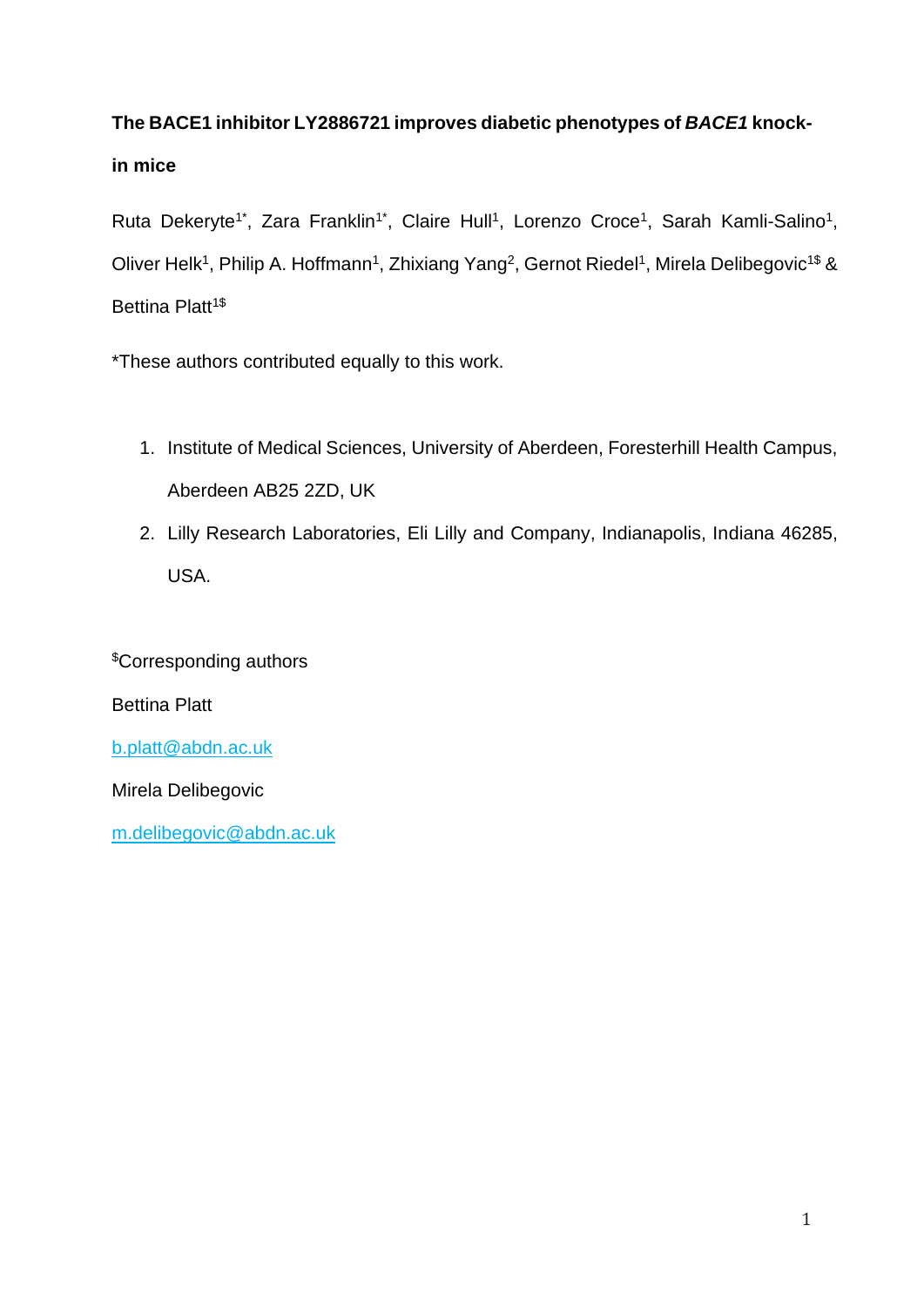# The BACE1 inhibitor LY2886721 improves diabetic phenotypes of *BACE1* knock-in mice

Ruta Dekeryte[1*], Zara Franklin[1*], Claire Hull[1], Lorenzo Croce[1], Sarah Kamli-Salino[1], Oliver Helk[1], Philip A. Hoffmann[1], Zhixiang Yang[2], Gernot Riedel[1], Mirela Delibegovic[1$] & Bettina Platt[1$]

*These authors contributed equally to this work.

1. Institute of Medical Sciences, University of Aberdeen, Foresterhill Health Campus, Aberdeen AB25 2ZD, UK
2. Lilly Research Laboratories, Eli Lilly and Company, Indianapolis, Indiana 46285, USA.

[$]Corresponding authors

Bettina Platt

b.platt@abdn.ac.uk

Mirela Delibegovic

m.delibegovic@abdn.ac.uk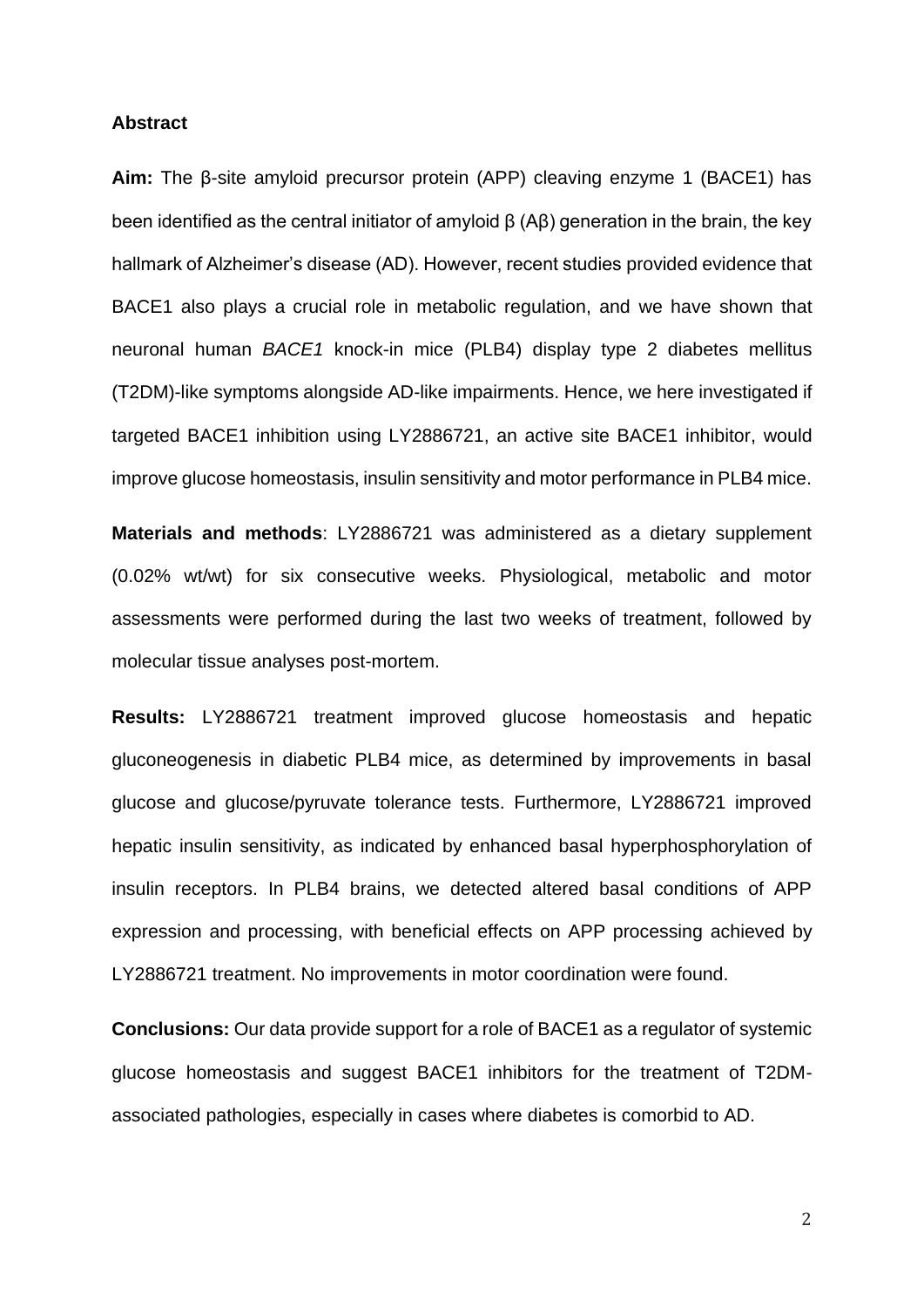## Abstract

**Aim:** The β-site amyloid precursor protein (APP) cleaving enzyme 1 (BACE1) has been identified as the central initiator of amyloid β (Aβ) generation in the brain, the key hallmark of Alzheimer's disease (AD). However, recent studies provided evidence that BACE1 also plays a crucial role in metabolic regulation, and we have shown that neuronal human *BACE1* knock-in mice (PLB4) display type 2 diabetes mellitus (T2DM)-like symptoms alongside AD-like impairments. Hence, we here investigated if targeted BACE1 inhibition using LY2886721, an active site BACE1 inhibitor, would improve glucose homeostasis, insulin sensitivity and motor performance in PLB4 mice.

**Materials and methods**: LY2886721 was administered as a dietary supplement (0.02% wt/wt) for six consecutive weeks. Physiological, metabolic and motor assessments were performed during the last two weeks of treatment, followed by molecular tissue analyses post-mortem.

**Results:** LY2886721 treatment improved glucose homeostasis and hepatic gluconeogenesis in diabetic PLB4 mice, as determined by improvements in basal glucose and glucose/pyruvate tolerance tests. Furthermore, LY2886721 improved hepatic insulin sensitivity, as indicated by enhanced basal hyperphosphorylation of insulin receptors. In PLB4 brains, we detected altered basal conditions of APP expression and processing, with beneficial effects on APP processing achieved by LY2886721 treatment. No improvements in motor coordination were found.

**Conclusions:** Our data provide support for a role of BACE1 as a regulator of systemic glucose homeostasis and suggest BACE1 inhibitors for the treatment of T2DM-associated pathologies, especially in cases where diabetes is comorbid to AD.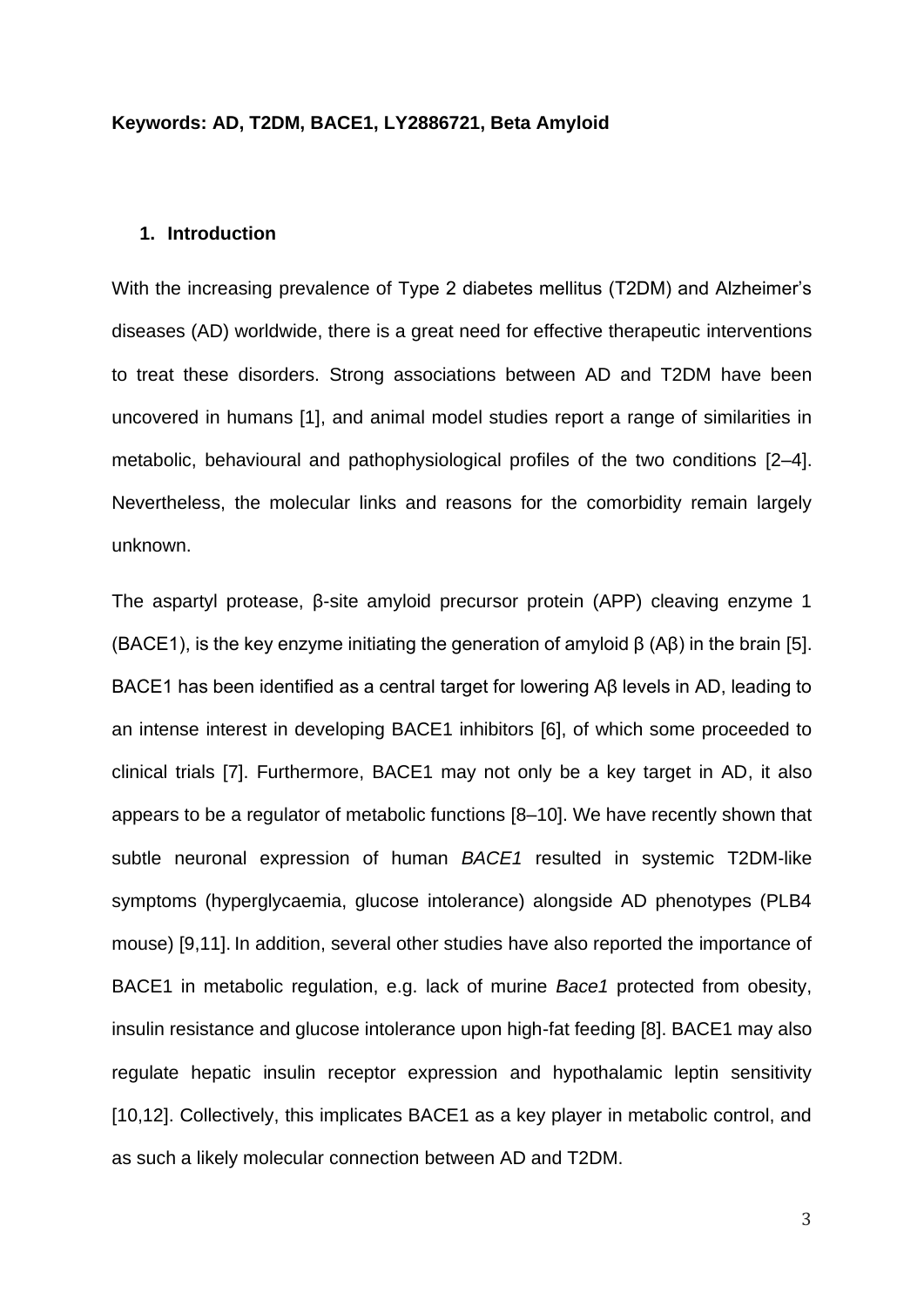**Keywords: AD, T2DM, BACE1, LY2886721, Beta Amyloid**

## 1. Introduction

With the increasing prevalence of Type 2 diabetes mellitus (T2DM) and Alzheimer's diseases (AD) worldwide, there is a great need for effective therapeutic interventions to treat these disorders. Strong associations between AD and T2DM have been uncovered in humans [1], and animal model studies report a range of similarities in metabolic, behavioural and pathophysiological profiles of the two conditions [2–4]. Nevertheless, the molecular links and reasons for the comorbidity remain largely unknown.

The aspartyl protease, β-site amyloid precursor protein (APP) cleaving enzyme 1 (BACE1), is the key enzyme initiating the generation of amyloid β (Aβ) in the brain [5]. BACE1 has been identified as a central target for lowering Aβ levels in AD, leading to an intense interest in developing BACE1 inhibitors [6], of which some proceeded to clinical trials [7]. Furthermore, BACE1 may not only be a key target in AD, it also appears to be a regulator of metabolic functions [8–10]. We have recently shown that subtle neuronal expression of human *BACE1* resulted in systemic T2DM-like symptoms (hyperglycaemia, glucose intolerance) alongside AD phenotypes (PLB4 mouse) [9,11]. In addition, several other studies have also reported the importance of BACE1 in metabolic regulation, e.g. lack of murine *Bace1* protected from obesity, insulin resistance and glucose intolerance upon high-fat feeding [8]. BACE1 may also regulate hepatic insulin receptor expression and hypothalamic leptin sensitivity [10,12]. Collectively, this implicates BACE1 as a key player in metabolic control, and as such a likely molecular connection between AD and T2DM.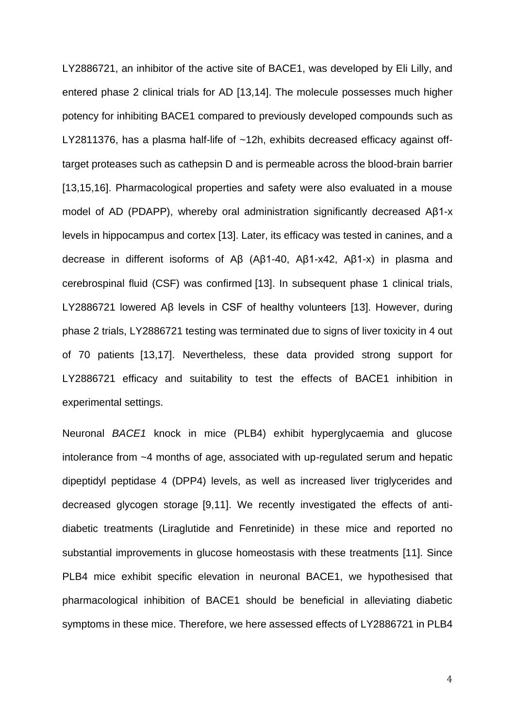LY2886721, an inhibitor of the active site of BACE1, was developed by Eli Lilly, and entered phase 2 clinical trials for AD [13,14]. The molecule possesses much higher potency for inhibiting BACE1 compared to previously developed compounds such as LY2811376, has a plasma half-life of ~12h, exhibits decreased efficacy against off-target proteases such as cathepsin D and is permeable across the blood-brain barrier [13,15,16]. Pharmacological properties and safety were also evaluated in a mouse model of AD (PDAPP), whereby oral administration significantly decreased Aβ1-x levels in hippocampus and cortex [13]. Later, its efficacy was tested in canines, and a decrease in different isoforms of Aβ (Aβ1-40, Aβ1-x42, Aβ1-x) in plasma and cerebrospinal fluid (CSF) was confirmed [13]. In subsequent phase 1 clinical trials, LY2886721 lowered Aβ levels in CSF of healthy volunteers [13]. However, during phase 2 trials, LY2886721 testing was terminated due to signs of liver toxicity in 4 out of 70 patients [13,17]. Nevertheless, these data provided strong support for LY2886721 efficacy and suitability to test the effects of BACE1 inhibition in experimental settings.

Neuronal *BACE1* knock in mice (PLB4) exhibit hyperglycaemia and glucose intolerance from ~4 months of age, associated with up-regulated serum and hepatic dipeptidyl peptidase 4 (DPP4) levels, as well as increased liver triglycerides and decreased glycogen storage [9,11]. We recently investigated the effects of anti-diabetic treatments (Liraglutide and Fenretinide) in these mice and reported no substantial improvements in glucose homeostasis with these treatments [11]. Since PLB4 mice exhibit specific elevation in neuronal BACE1, we hypothesised that pharmacological inhibition of BACE1 should be beneficial in alleviating diabetic symptoms in these mice. Therefore, we here assessed effects of LY2886721 in PLB4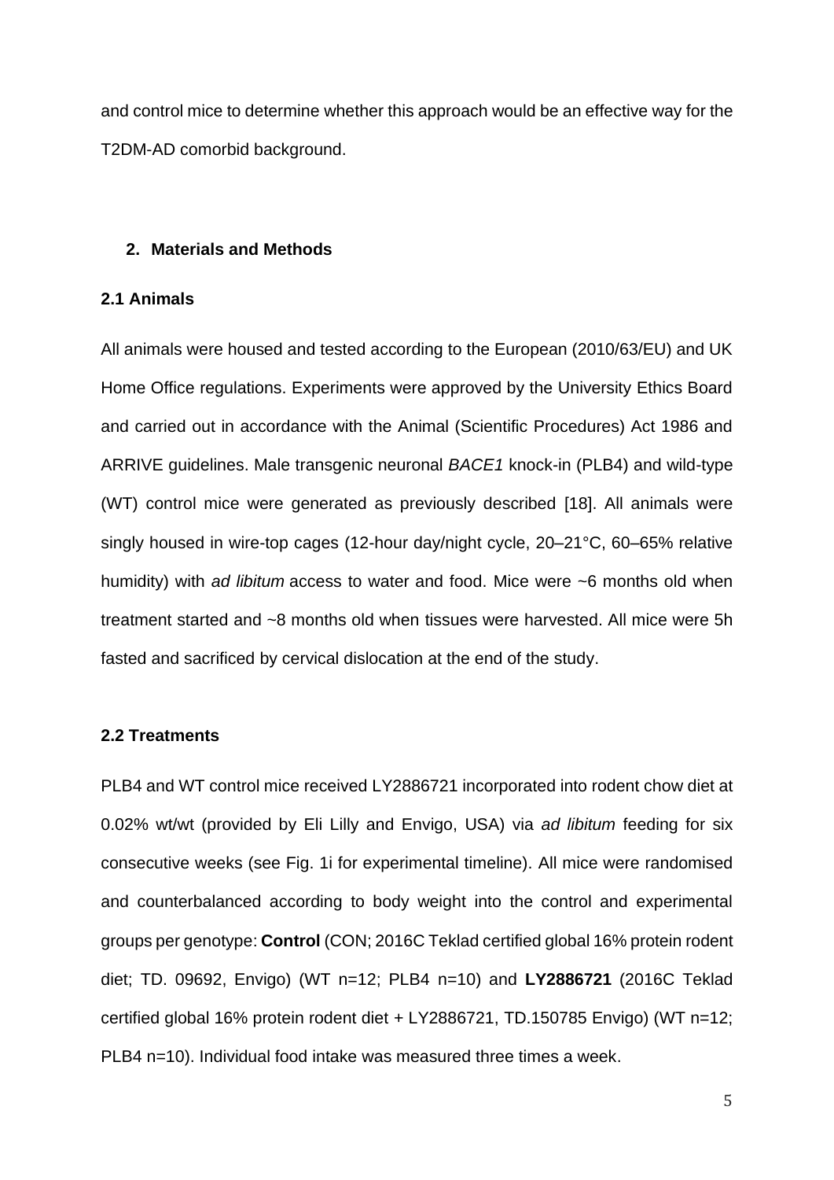and control mice to determine whether this approach would be an effective way for the T2DM-AD comorbid background.

## 2. Materials and Methods

### 2.1 Animals

All animals were housed and tested according to the European (2010/63/EU) and UK Home Office regulations. Experiments were approved by the University Ethics Board and carried out in accordance with the Animal (Scientific Procedures) Act 1986 and ARRIVE guidelines. Male transgenic neuronal *BACE1* knock-in (PLB4) and wild-type (WT) control mice were generated as previously described [18]. All animals were singly housed in wire-top cages (12-hour day/night cycle, 20–21°C, 60–65% relative humidity) with *ad libitum* access to water and food. Mice were ~6 months old when treatment started and ~8 months old when tissues were harvested. All mice were 5h fasted and sacrificed by cervical dislocation at the end of the study.

### 2.2 Treatments

PLB4 and WT control mice received LY2886721 incorporated into rodent chow diet at 0.02% wt/wt (provided by Eli Lilly and Envigo, USA) via *ad libitum* feeding for six consecutive weeks (see Fig. 1i for experimental timeline). All mice were randomised and counterbalanced according to body weight into the control and experimental groups per genotype: **Control** (CON; 2016C Teklad certified global 16% protein rodent diet; TD. 09692, Envigo) (WT n=12; PLB4 n=10) and **LY2886721** (2016C Teklad certified global 16% protein rodent diet + LY2886721, TD.150785 Envigo) (WT n=12; PLB4 n=10). Individual food intake was measured three times a week.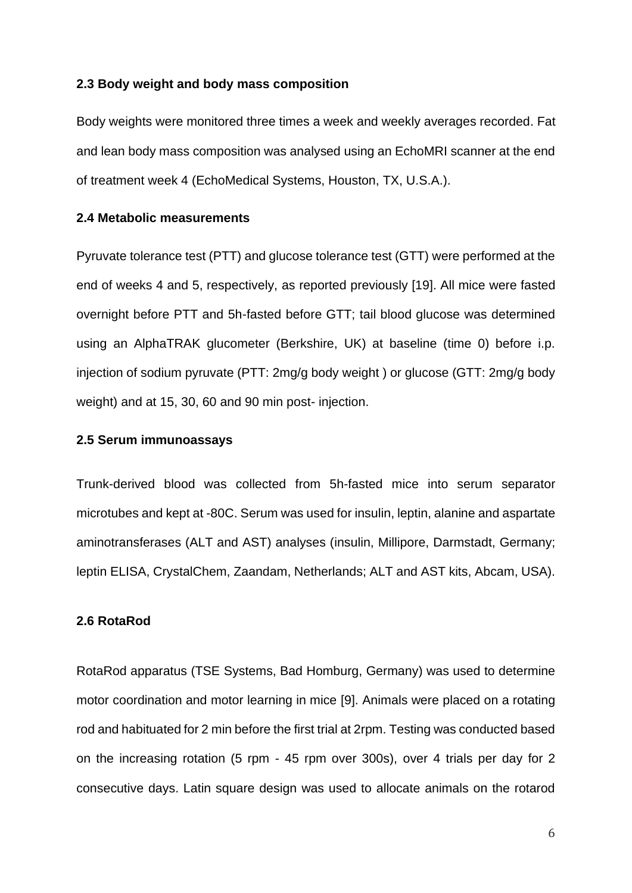### 2.3 Body weight and body mass composition

Body weights were monitored three times a week and weekly averages recorded. Fat and lean body mass composition was analysed using an EchoMRI scanner at the end of treatment week 4 (EchoMedical Systems, Houston, TX, U.S.A.).

### 2.4 Metabolic measurements

Pyruvate tolerance test (PTT) and glucose tolerance test (GTT) were performed at the end of weeks 4 and 5, respectively, as reported previously [19]. All mice were fasted overnight before PTT and 5h-fasted before GTT; tail blood glucose was determined using an AlphaTRAK glucometer (Berkshire, UK) at baseline (time 0) before i.p. injection of sodium pyruvate (PTT: 2mg/g body weight ) or glucose (GTT: 2mg/g body weight) and at 15, 30, 60 and 90 min post- injection.

### 2.5 Serum immunoassays

Trunk-derived blood was collected from 5h-fasted mice into serum separator microtubes and kept at -80C. Serum was used for insulin, leptin, alanine and aspartate aminotransferases (ALT and AST) analyses (insulin, Millipore, Darmstadt, Germany; leptin ELISA, CrystalChem, Zaandam, Netherlands; ALT and AST kits, Abcam, USA).

### 2.6 RotaRod

RotaRod apparatus (TSE Systems, Bad Homburg, Germany) was used to determine motor coordination and motor learning in mice [9]. Animals were placed on a rotating rod and habituated for 2 min before the first trial at 2rpm. Testing was conducted based on the increasing rotation (5 rpm - 45 rpm over 300s), over 4 trials per day for 2 consecutive days. Latin square design was used to allocate animals on the rotarod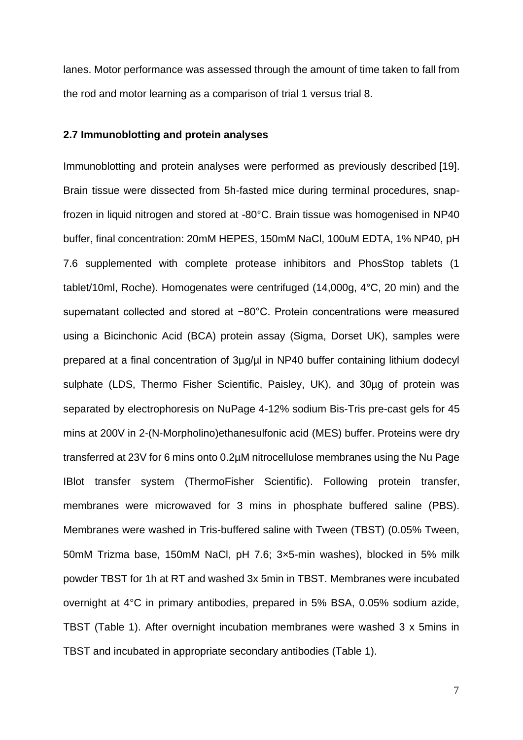lanes. Motor performance was assessed through the amount of time taken to fall from the rod and motor learning as a comparison of trial 1 versus trial 8.

### 2.7 Immunoblotting and protein analyses

Immunoblotting and protein analyses were performed as previously described [19]. Brain tissue were dissected from 5h-fasted mice during terminal procedures, snap-frozen in liquid nitrogen and stored at -80°C. Brain tissue was homogenised in NP40 buffer, final concentration: 20mM HEPES, 150mM NaCl, 100uM EDTA, 1% NP40, pH 7.6 supplemented with complete protease inhibitors and PhosStop tablets (1 tablet/10ml, Roche). Homogenates were centrifuged (14,000g, 4°C, 20 min) and the supernatant collected and stored at −80°C. Protein concentrations were measured using a Bicinchonic Acid (BCA) protein assay (Sigma, Dorset UK), samples were prepared at a final concentration of 3µg/µl in NP40 buffer containing lithium dodecyl sulphate (LDS, Thermo Fisher Scientific, Paisley, UK), and 30µg of protein was separated by electrophoresis on NuPage 4-12% sodium Bis-Tris pre-cast gels for 45 mins at 200V in 2-(N-Morpholino)ethanesulfonic acid (MES) buffer. Proteins were dry transferred at 23V for 6 mins onto 0.2µM nitrocellulose membranes using the Nu Page IBlot transfer system (ThermoFisher Scientific). Following protein transfer, membranes were microwaved for 3 mins in phosphate buffered saline (PBS). Membranes were washed in Tris-buffered saline with Tween (TBST) (0.05% Tween, 50mM Trizma base, 150mM NaCl, pH 7.6; 3×5-min washes), blocked in 5% milk powder TBST for 1h at RT and washed 3x 5min in TBST. Membranes were incubated overnight at 4°C in primary antibodies, prepared in 5% BSA, 0.05% sodium azide, TBST (Table 1). After overnight incubation membranes were washed 3 x 5mins in TBST and incubated in appropriate secondary antibodies (Table 1).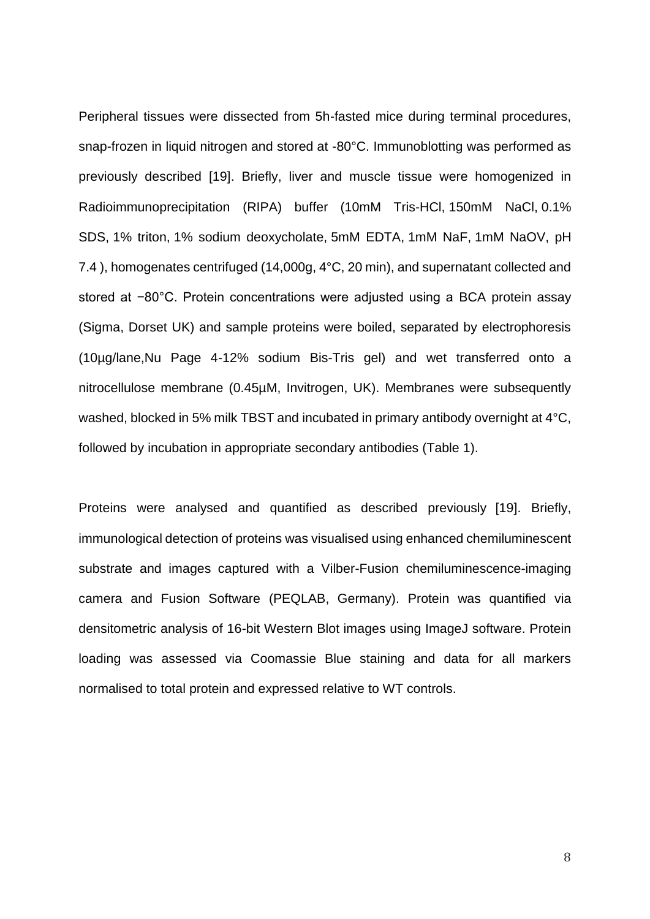Peripheral tissues were dissected from 5h-fasted mice during terminal procedures, snap-frozen in liquid nitrogen and stored at -80°C. Immunoblotting was performed as previously described [19]. Briefly, liver and muscle tissue were homogenized in Radioimmunoprecipitation (RIPA) buffer (10mM Tris-HCl, 150mM NaCl, 0.1% SDS, 1% triton, 1% sodium deoxycholate, 5mM EDTA, 1mM NaF, 1mM NaOV, pH 7.4 ), homogenates centrifuged (14,000g, 4°C, 20 min), and supernatant collected and stored at −80°C. Protein concentrations were adjusted using a BCA protein assay (Sigma, Dorset UK) and sample proteins were boiled, separated by electrophoresis (10µg/lane,Nu Page 4-12% sodium Bis-Tris gel) and wet transferred onto a nitrocellulose membrane (0.45µM, Invitrogen, UK). Membranes were subsequently washed, blocked in 5% milk TBST and incubated in primary antibody overnight at 4°C, followed by incubation in appropriate secondary antibodies (Table 1).

Proteins were analysed and quantified as described previously [19]. Briefly, immunological detection of proteins was visualised using enhanced chemiluminescent substrate and images captured with a Vilber-Fusion chemiluminescence-imaging camera and Fusion Software (PEQLAB, Germany). Protein was quantified via densitometric analysis of 16-bit Western Blot images using ImageJ software. Protein loading was assessed via Coomassie Blue staining and data for all markers normalised to total protein and expressed relative to WT controls.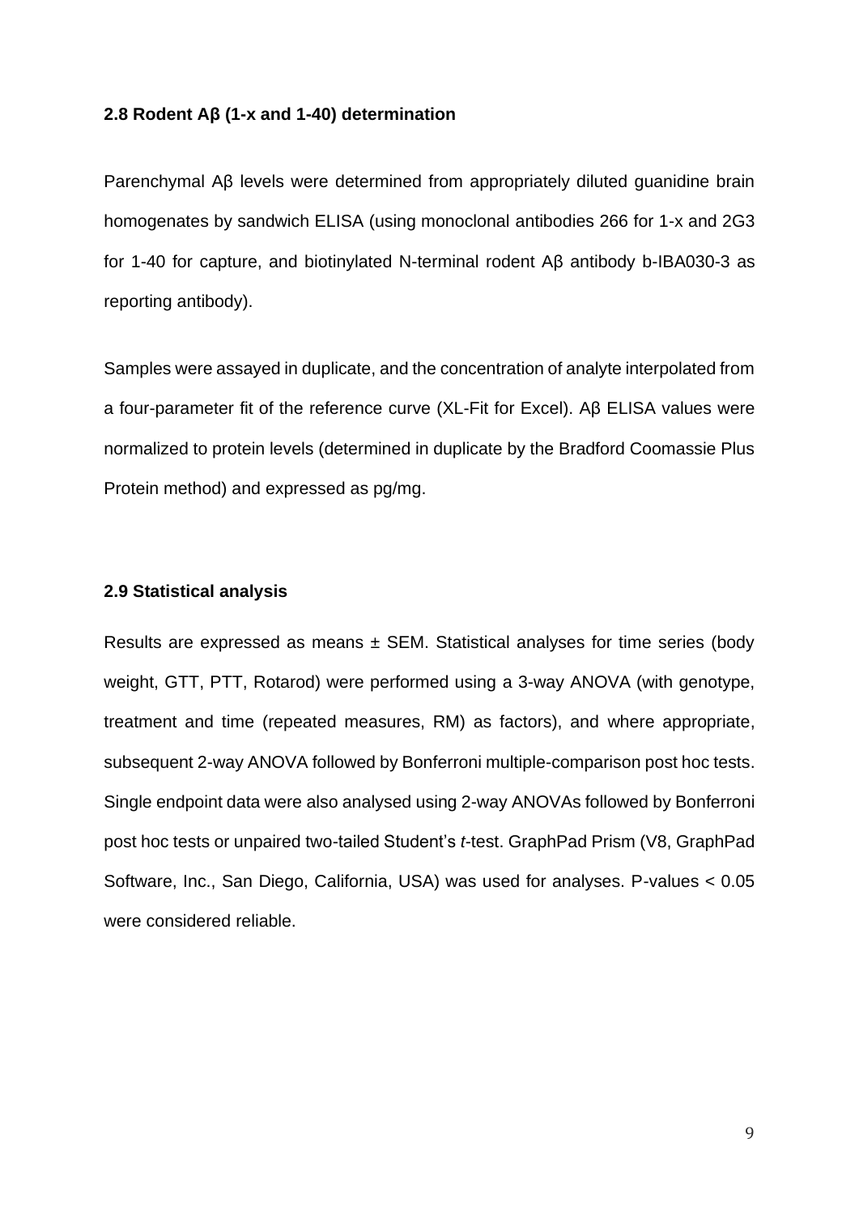### 2.8 Rodent Aβ (1-x and 1-40) determination

Parenchymal Aβ levels were determined from appropriately diluted guanidine brain homogenates by sandwich ELISA (using monoclonal antibodies 266 for 1-x and 2G3 for 1-40 for capture, and biotinylated N-terminal rodent Aβ antibody b-IBA030-3 as reporting antibody).

Samples were assayed in duplicate, and the concentration of analyte interpolated from a four-parameter fit of the reference curve (XL-Fit for Excel). Aβ ELISA values were normalized to protein levels (determined in duplicate by the Bradford Coomassie Plus Protein method) and expressed as pg/mg.

### 2.9 Statistical analysis

Results are expressed as means ± SEM. Statistical analyses for time series (body weight, GTT, PTT, Rotarod) were performed using a 3-way ANOVA (with genotype, treatment and time (repeated measures, RM) as factors), and where appropriate, subsequent 2-way ANOVA followed by Bonferroni multiple-comparison post hoc tests. Single endpoint data were also analysed using 2-way ANOVAs followed by Bonferroni post hoc tests or unpaired two-tailed Student's *t*-test. GraphPad Prism (V8, GraphPad Software, Inc., San Diego, California, USA) was used for analyses. P-values $< 0.05$ were considered reliable.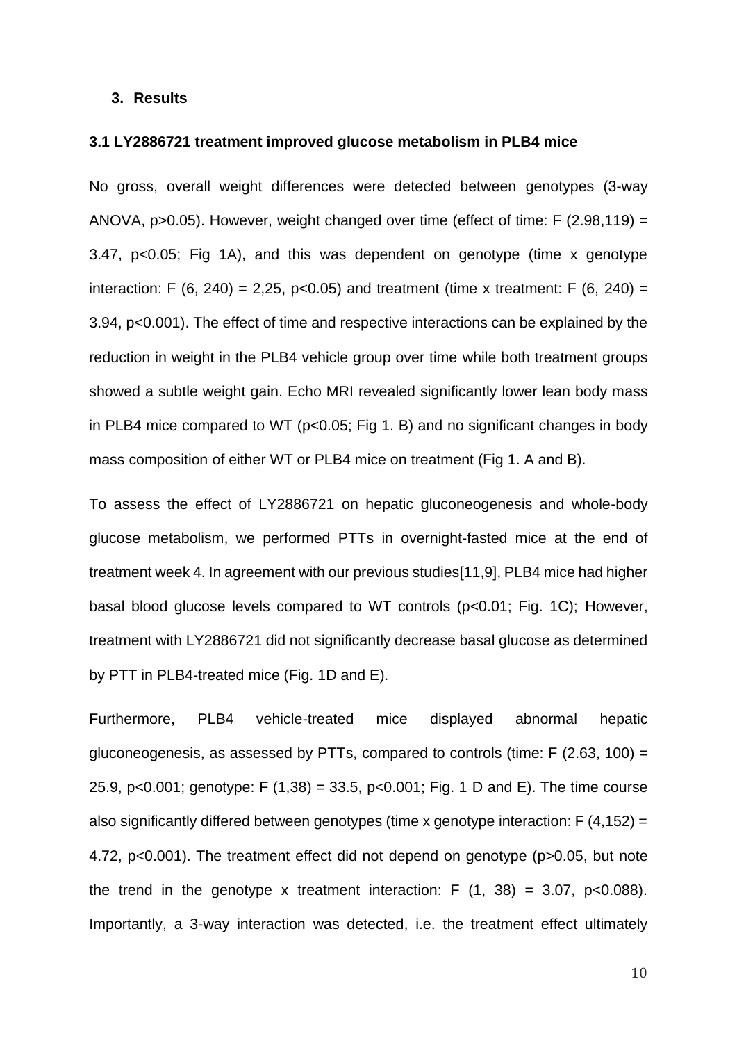## 3. Results

### 3.1 LY2886721 treatment improved glucose metabolism in PLB4 mice

No gross, overall weight differences were detected between genotypes (3-way ANOVA, $p>0.05$). However, weight changed over time (effect of time: $F(2.98,119) = 3.47$, $p<0.05$; Fig 1A), and this was dependent on genotype (time x genotype interaction: $F(6, 240) = 2,25$, $p<0.05$) and treatment (time x treatment: $F(6, 240) = 3.94$, $p<0.001$). The effect of time and respective interactions can be explained by the reduction in weight in the PLB4 vehicle group over time while both treatment groups showed a subtle weight gain. Echo MRI revealed significantly lower lean body mass in PLB4 mice compared to WT ($p<0.05$; Fig 1. B) and no significant changes in body mass composition of either WT or PLB4 mice on treatment (Fig 1. A and B).

To assess the effect of LY2886721 on hepatic gluconeogenesis and whole-body glucose metabolism, we performed PTTs in overnight-fasted mice at the end of treatment week 4. In agreement with our previous studies[11,9], PLB4 mice had higher basal blood glucose levels compared to WT controls ($p<0.01$; Fig. 1C); However, treatment with LY2886721 did not significantly decrease basal glucose as determined by PTT in PLB4-treated mice (Fig. 1D and E).

Furthermore, PLB4 vehicle-treated mice displayed abnormal hepatic gluconeogenesis, as assessed by PTTs, compared to controls (time: $F(2.63, 100) = 25.9$, $p<0.001$; genotype: $F(1,38) = 33.5$, $p<0.001$; Fig. 1 D and E). The time course also significantly differed between genotypes (time x genotype interaction: $F(4,152) = 4.72$, $p<0.001$). The treatment effect did not depend on genotype ($p>0.05$, but note the trend in the genotype x treatment interaction: $F(1, 38) = 3.07$, $p<0.088$). Importantly, a 3-way interaction was detected, i.e. the treatment effect ultimately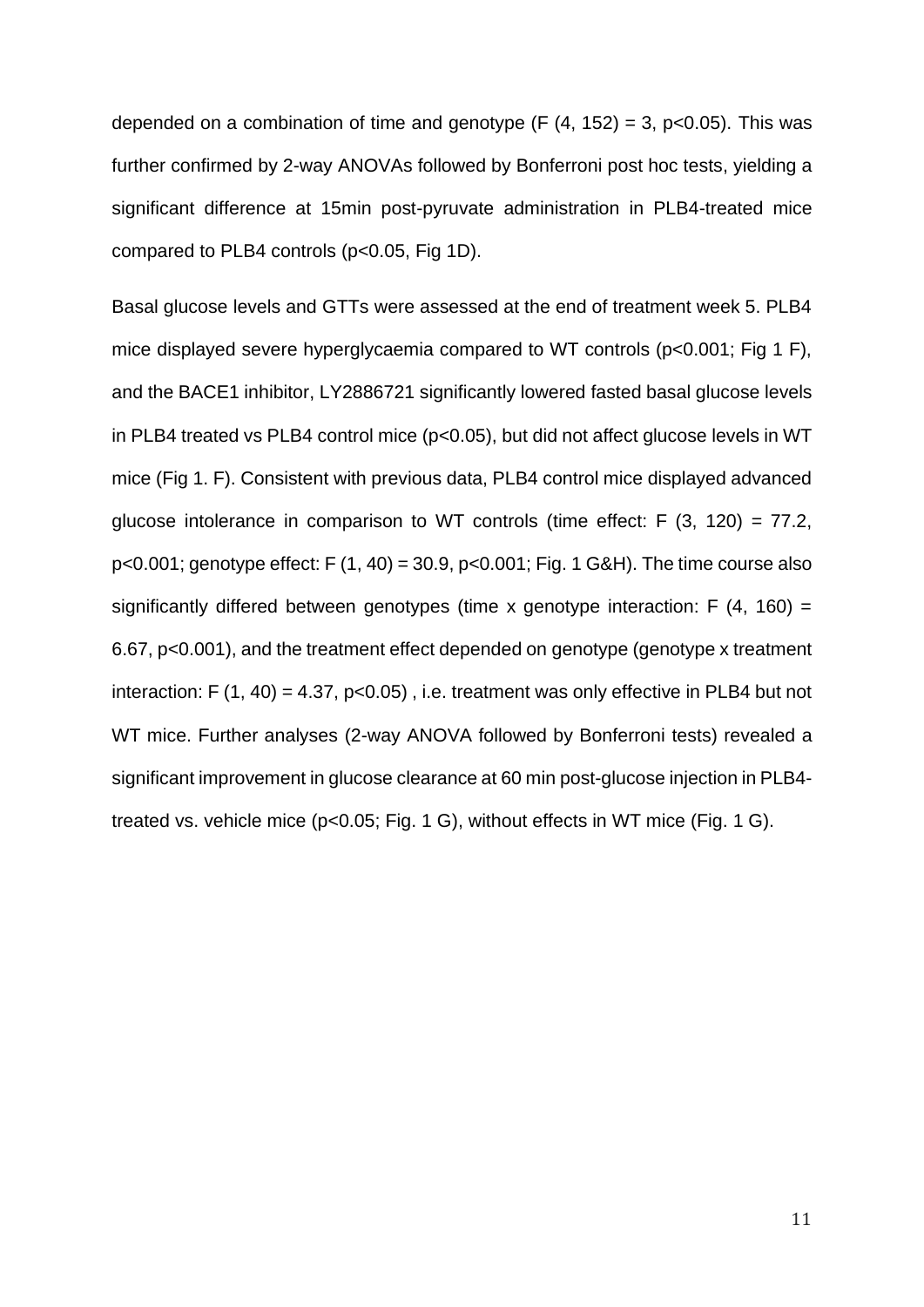depended on a combination of time and genotype ($F (4, 152) = 3$, $p<0.05$). This was further confirmed by 2-way ANOVAs followed by Bonferroni post hoc tests, yielding a significant difference at 15min post-pyruvate administration in PLB4-treated mice compared to PLB4 controls ($p<0.05$, Fig 1D).

Basal glucose levels and GTTs were assessed at the end of treatment week 5. PLB4 mice displayed severe hyperglycaemia compared to WT controls ($p<0.001$; Fig 1 F), and the BACE1 inhibitor, LY2886721 significantly lowered fasted basal glucose levels in PLB4 treated vs PLB4 control mice ($p<0.05$), but did not affect glucose levels in WT mice (Fig 1. F). Consistent with previous data, PLB4 control mice displayed advanced glucose intolerance in comparison to WT controls (time effect: $F (3, 120) = 77.2$, $p<0.001$; genotype effect: $F (1, 40) = 30.9$, $p<0.001$; Fig. 1 G&H). The time course also significantly differed between genotypes (time x genotype interaction: $F (4, 160) = 6.67$, $p<0.001$), and the treatment effect depended on genotype (genotype x treatment interaction: $F (1, 40) = 4.37$, $p<0.05$) , i.e. treatment was only effective in PLB4 but not WT mice. Further analyses (2-way ANOVA followed by Bonferroni tests) revealed a significant improvement in glucose clearance at 60 min post-glucose injection in PLB4-treated vs. vehicle mice ($p<0.05$; Fig. 1 G), without effects in WT mice (Fig. 1 G).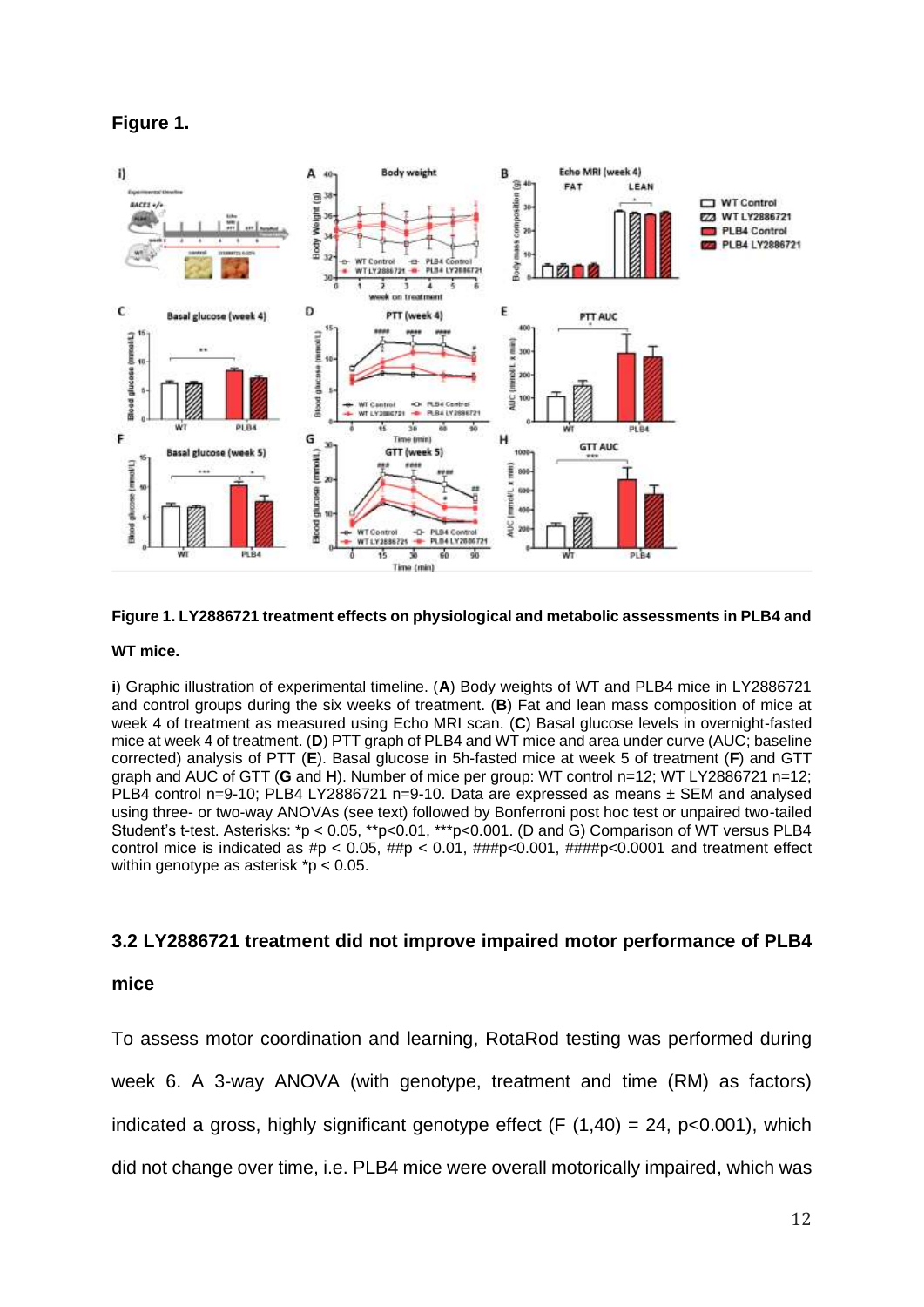**Figure 1.**

i)
Experimental timeline
BACE1 +/+
PLB4
WT
week 1 2 3 4 5 6
Echo MRI
PTT
GTT
RotaRod
Tissue Harvest
control LY2886721 0.02%

A
Body weight
Body Weight (g)
30 32 34 36 38 40
WT Control
PLB4 Control
WT LY2886721
PLB4 LY2886721
0 1 2 3 4 5 6
week on treatment

B
Echo MRI (week 4)
FAT LEAN
Body mass composition (g)
0 10 20 30 40
*

WT Control
WT LY2886721
PLB4 Control
PLB4 LY2886721

C
Basal glucose (week 4)
Blood glucose (mmol/L)
0 5 10 15
**
WT PLB4

D
PTT (week 4)
Blood glucose (mmol/L)
0 5 10 15
#### #### ####
*
#
WT Control
PLB4 Control
WT LY2886721
PLB4 LY2886721
0 15 30 60 90
Time (min)

E
PTT AUC
AUC (mmol/L x min)
0 100 200 300 400
*
WT PLB4

F
Basal glucose (week 5)
Blood glucose (mmol/L)
0 5 10 15
*** *
WT PLB4

G
GTT (week 5)
Blood glucose (mmol/L)
0 10 20 30
### #### ####
*
##
WT Control
PLB4 Control
WT LY2886721
PLB4 LY2886721
0 15 30 60 90
Time (min)

H
GTT AUC
AUC (mmol/L x min)
0 200 400 600 800 1000
***
WT PLB4

**Figure 1. LY2886721 treatment effects on physiological and metabolic assessments in PLB4 and WT mice.**

**i**) Graphic illustration of experimental timeline. (**A**) Body weights of WT and PLB4 mice in LY2886721 and control groups during the six weeks of treatment. (**B**) Fat and lean mass composition of mice at week 4 of treatment as measured using Echo MRI scan. (**C**) Basal glucose levels in overnight-fasted mice at week 4 of treatment. (**D**) PTT graph of PLB4 and WT mice and area under curve (AUC; baseline corrected) analysis of PTT (**E**). Basal glucose in 5h-fasted mice at week 5 of treatment (**F**) and GTT graph and AUC of GTT (**G** and **H**). Number of mice per group: WT control n=12; WT LY2886721 n=12; PLB4 control n=9-10; PLB4 LY2886721 n=9-10. Data are expressed as means ± SEM and analysed using three- or two-way ANOVAs (see text) followed by Bonferroni post hoc test or unpaired two-tailed Student's t-test. Asterisks: *$p < 0.05$, **$p<0.01$, ***$p<0.001$. (D and G) Comparison of WT versus PLB4 control mice is indicated as #$p < 0.05$, ##$p < 0.01$, ###$p<0.001$, ####$p<0.0001$ and treatment effect within genotype as asterisk *$p < 0.05$.

## 3.2 LY2886721 treatment did not improve impaired motor performance of PLB4 mice

To assess motor coordination and learning, RotaRod testing was performed during week 6. A 3-way ANOVA (with genotype, treatment and time (RM) as factors) indicated a gross, highly significant genotype effect ($F (1,40) = 24$, $p<0.001$), which did not change over time, i.e. PLB4 mice were overall motorically impaired, which was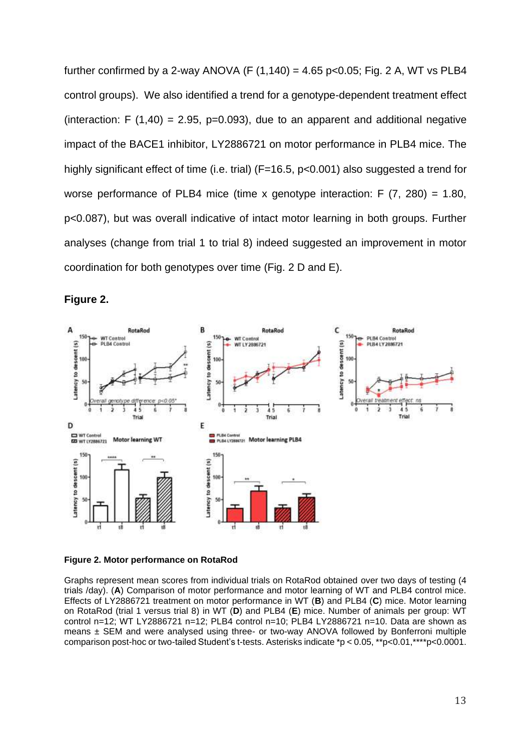further confirmed by a 2-way ANOVA ($F_{(1,140)} = 4.65$ $p<0.05$; Fig. 2 A, WT vs PLB4 control groups). We also identified a trend for a genotype-dependent treatment effect (interaction: $F_{(1,40)} = 2.95$, $p=0.093$), due to an apparent and additional negative impact of the BACE1 inhibitor, LY2886721 on motor performance in PLB4 mice. The highly significant effect of time (i.e. trial) ($F=16.5$, $p<0.001$) also suggested a trend for worse performance of PLB4 mice (time x genotype interaction: $F_{(7, 280)} = 1.80$, $p<0.087$), but was overall indicative of intact motor learning in both groups. Further analyses (change from trial 1 to trial 8) indeed suggested an improvement in motor coordination for both genotypes over time (Fig. 2 D and E).

**Figure 2.**

**Figure 2. Motor performance on RotaRod**

Graphs represent mean scores from individual trials on RotaRod obtained over two days of testing (4 trials /day). (**A**) Comparison of motor performance and motor learning of WT and PLB4 control mice. Effects of LY2886721 treatment on motor performance in WT (**B**) and PLB4 (**C**) mice. Motor learning on RotaRod (trial 1 versus trial 8) in WT (**D**) and PLB4 (**E**) mice. Number of animals per group: WT control n=12; WT LY2886721 n=12; PLB4 control n=10; PLB4 LY2886721 n=10. Data are shown as means ± SEM and were analysed using three- or two-way ANOVA followed by Bonferroni multiple comparison post-hoc or two-tailed Student's t-tests. Asterisks indicate *$p < 0.05$, **$p<0.01$,****$p<0.0001$.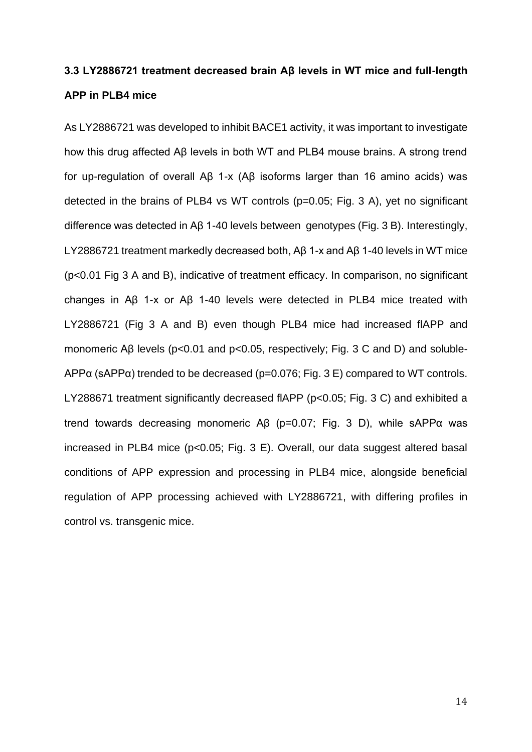### 3.3 LY2886721 treatment decreased brain Aβ levels in WT mice and full-length APP in PLB4 mice

As LY2886721 was developed to inhibit BACE1 activity, it was important to investigate how this drug affected Aβ levels in both WT and PLB4 mouse brains. A strong trend for up-regulation of overall Aβ 1-x (Aβ isoforms larger than 16 amino acids) was detected in the brains of PLB4 vs WT controls ($p=0.05$; Fig. 3 A), yet no significant difference was detected in Aβ 1-40 levels between genotypes (Fig. 3 B). Interestingly, LY2886721 treatment markedly decreased both, Aβ 1-x and Aβ 1-40 levels in WT mice ($p<0.01$ Fig 3 A and B), indicative of treatment efficacy. In comparison, no significant changes in Aβ 1-x or Aβ 1-40 levels were detected in PLB4 mice treated with LY2886721 (Fig 3 A and B) even though PLB4 mice had increased flAPP and monomeric Aβ levels ($p<0.01$ and $p<0.05$, respectively; Fig. 3 C and D) and soluble-APPα (sAPPα) trended to be decreased ($p=0.076$; Fig. 3 E) compared to WT controls. LY288671 treatment significantly decreased flAPP ($p<0.05$; Fig. 3 C) and exhibited a trend towards decreasing monomeric Aβ ($p=0.07$; Fig. 3 D), while sAPPα was increased in PLB4 mice ($p<0.05$; Fig. 3 E). Overall, our data suggest altered basal conditions of APP expression and processing in PLB4 mice, alongside beneficial regulation of APP processing achieved with LY2886721, with differing profiles in control vs. transgenic mice.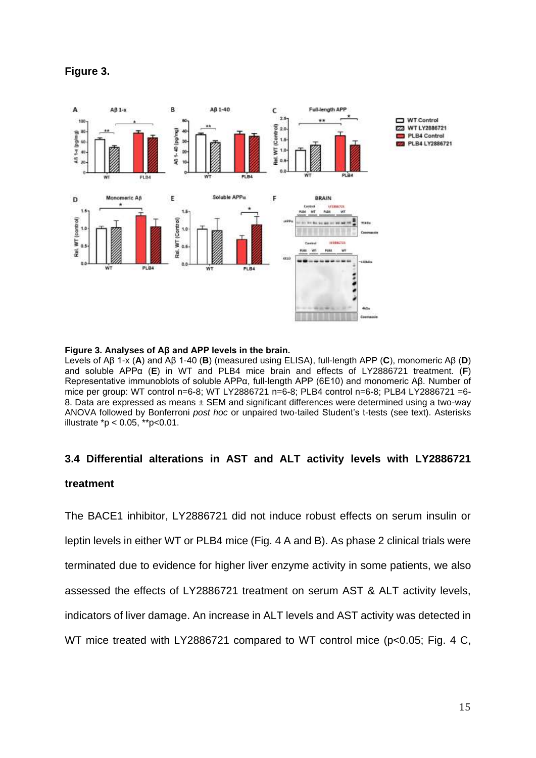**Figure 3.**

A Aβ 1-x
Aβ 1-x (pg/mg)
100
80
60
40
20
0
**
*
WT PLB4

B Aβ 1-40
Aβ 1-40 (pg/mg)
50
40
30
20
10
0
**
WT PLB4

C Full-length APP
Rel. WT (Control)
2.5
2.0
1.5
1.0
0.5
0.0
**
*
WT PLB4

WT Control
WT LY2886721
PLB4 Control
PLB4 LY2886721

D Monomeric Aβ
Rel. WT (control)
1.5
1.0
0.5
0.0
*
WT PLB4

E Soluble APPα
Rel. WT (Control)
1.5
1.0
0.5
0.0
*
WT PLB4

F BRAIN
Control LY2886721
PLB4 WT PLB4 WT
sAPPα
95kDa
Coomassie
Control LY2886721
PLB4 WT PLB4 WT
6E10
~100kDa
4kDa
Coomassie

**Figure 3. Analyses of Aβ and APP levels in the brain.**
Levels of Aβ 1-x (**A**) and Aβ 1-40 (**B**) (measured using ELISA), full-length APP (**C**), monomeric Aβ (**D**) and soluble APPα (**E**) in WT and PLB4 mice brain and effects of LY2886721 treatment. (**F**) Representative immunoblots of soluble APPα, full-length APP (6E10) and monomeric Aβ. Number of mice per group: WT control n=6-8; WT LY2886721 n=6-8; PLB4 control n=6-8; PLB4 LY2886721 =6-8. Data are expressed as means ± SEM and significant differences were determined using a two-way ANOVA followed by Bonferroni *post hoc* or unpaired two-tailed Student's t-tests (see text). Asterisks illustrate *p < 0.05, **p<0.01.

### 3.4 Differential alterations in AST and ALT activity levels with LY2886721 treatment

The BACE1 inhibitor, LY2886721 did not induce robust effects on serum insulin or leptin levels in either WT or PLB4 mice (Fig. 4 A and B). As phase 2 clinical trials were terminated due to evidence for higher liver enzyme activity in some patients, we also assessed the effects of LY2886721 treatment on serum AST & ALT activity levels, indicators of liver damage. An increase in ALT levels and AST activity was detected in WT mice treated with LY2886721 compared to WT control mice ($p<0.05$; Fig. 4 C,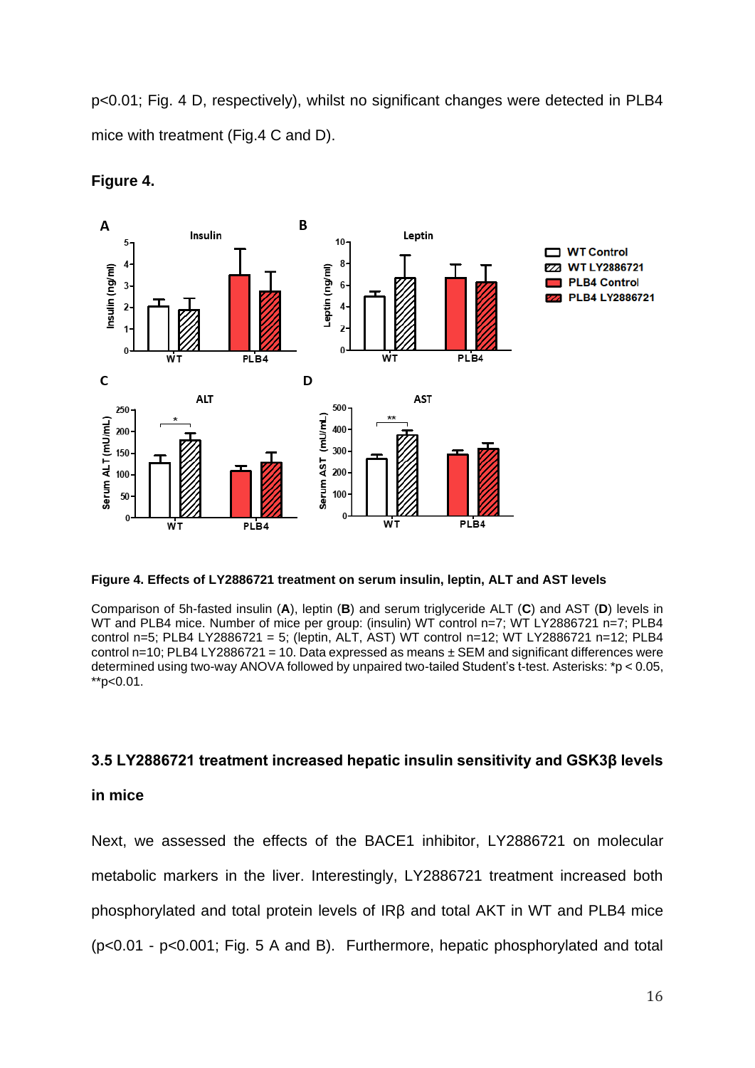p<0.01; Fig. 4 D, respectively), whilst no significant changes were detected in PLB4 mice with treatment (Fig.4 C and D).

**Figure 4.**

A
Insulin
Insulin (ng/ml)
0
1
2
3
4
5
WT
PLB4

B
Leptin
Leptin (ng/ml)
0
2
4
6
8
10
WT
PLB4

WT Control
WT LY2886721
PLB4 Control
PLB4 LY2886721

C
ALT
Serum ALT (mU/mL)
0
50
100
150
200
250
*
WT
PLB4

D
AST
Serum AST (mU/mL)
0
100
200
300
400
500
**
WT
PLB4

**Figure 4. Effects of LY2886721 treatment on serum insulin, leptin, ALT and AST levels**

Comparison of 5h-fasted insulin (**A**), leptin (**B**) and serum triglyceride ALT (**C**) and AST (**D**) levels in WT and PLB4 mice. Number of mice per group: (insulin) WT control n=7; WT LY2886721 n=7; PLB4 control n=5; PLB4 LY2886721 = 5; (leptin, ALT, AST) WT control n=12; WT LY2886721 n=12; PLB4 control n=10; PLB4 LY2886721 = 10. Data expressed as means ± SEM and significant differences were determined using two-way ANOVA followed by unpaired two-tailed Student's t-test. Asterisks: *p < 0.05, **p<0.01.

### 3.5 LY2886721 treatment increased hepatic insulin sensitivity and GSK3β levels in mice

Next, we assessed the effects of the BACE1 inhibitor, LY2886721 on molecular metabolic markers in the liver. Interestingly, LY2886721 treatment increased both phosphorylated and total protein levels of IRβ and total AKT in WT and PLB4 mice (p<0.01 - p<0.001; Fig. 5 A and B). Furthermore, hepatic phosphorylated and total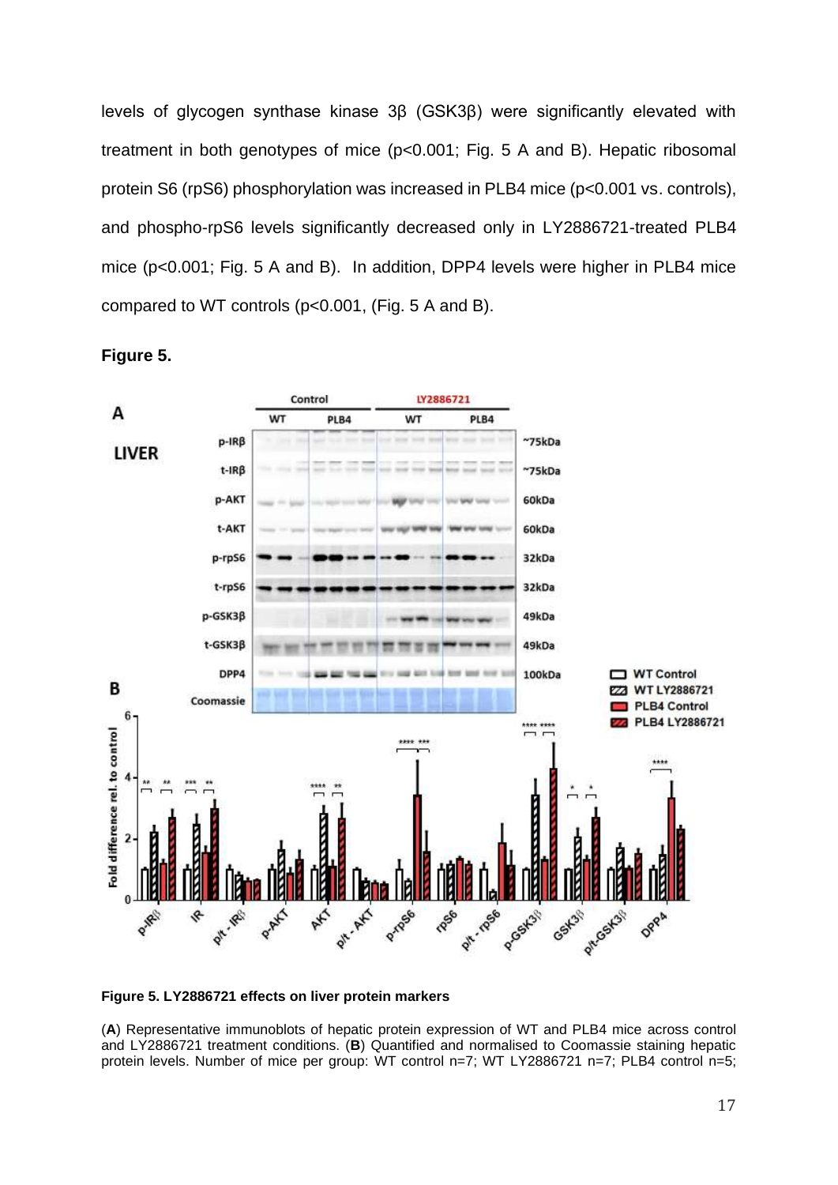levels of glycogen synthase kinase 3β (GSK3β) were significantly elevated with treatment in both genotypes of mice ($p<0.001$; Fig. 5 A and B). Hepatic ribosomal protein S6 (rpS6) phosphorylation was increased in PLB4 mice ($p<0.001$ vs. controls), and phospho-rpS6 levels significantly decreased only in LY2886721-treated PLB4 mice ($p<0.001$; Fig. 5 A and B). In addition, DPP4 levels were higher in PLB4 mice compared to WT controls ($p<0.001$, (Fig. 5 A and B).

**Figure 5.**

A

LIVER

Control: WT, PLB4

LY2886721: WT, PLB4

p-IRβ ~75kDa

t-IRβ ~75kDa

p-AKT 60kDa

t-AKT 60kDa

p-rpS6 32kDa

t-rpS6 32kDa

p-GSK3β 49kDa

t-GSK3β 49kDa

DPP4 100kDa

Coomassie

B

WT Control

WT LY2886721

PLB4 Control

PLB4 LY2886721

Fold difference rel. to control

0, 2, 4, 6

p-IRβ, IR, p/t - IRβ, p-AKT, AKT, p/t - AKT, p-rpS6, rpS6, p/t - rpS6, p-GSK3β, GSK3β, p/t-GSK3β, DPP4

**Figure 5. LY2886721 effects on liver protein markers**

(**A**) Representative immunoblots of hepatic protein expression of WT and PLB4 mice across control and LY2886721 treatment conditions. (**B**) Quantified and normalised to Coomassie staining hepatic protein levels. Number of mice per group: WT control n=7; WT LY2886721 n=7; PLB4 control n=5;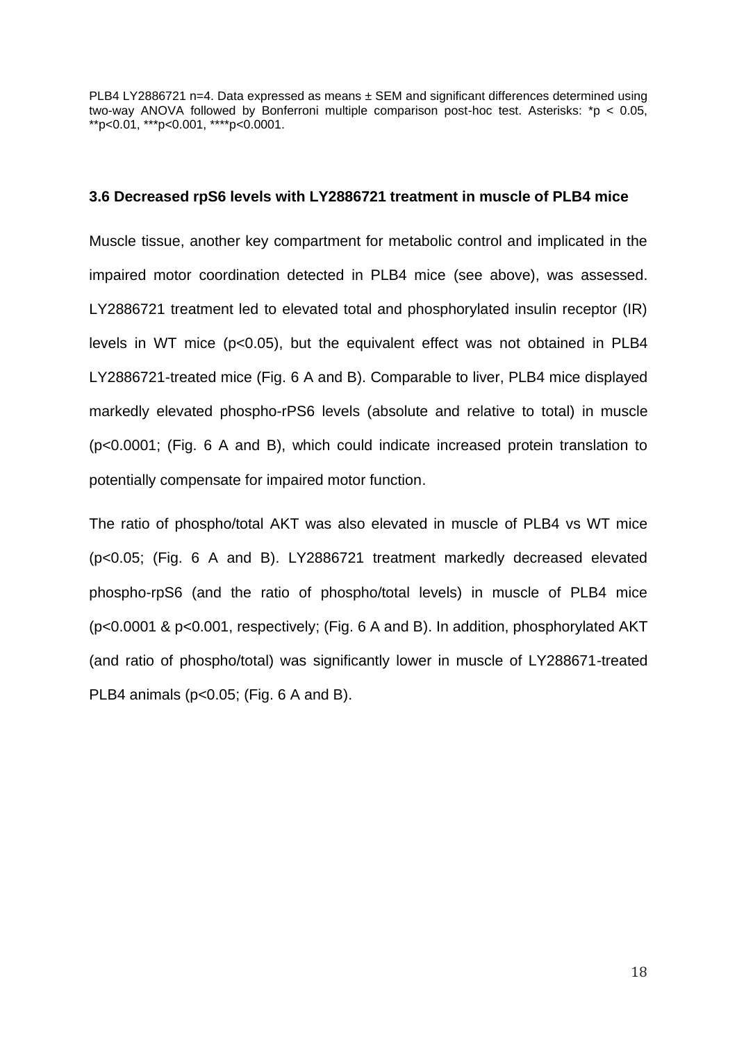PLB4 LY2886721 n=4. Data expressed as means ± SEM and significant differences determined using two-way ANOVA followed by Bonferroni multiple comparison post-hoc test. Asterisks: *$p < 0.05$, **$p<0.01$, ***$p<0.001$, ****$p<0.0001$.

### 3.6 Decreased rpS6 levels with LY2886721 treatment in muscle of PLB4 mice

Muscle tissue, another key compartment for metabolic control and implicated in the impaired motor coordination detected in PLB4 mice (see above), was assessed. LY2886721 treatment led to elevated total and phosphorylated insulin receptor (IR) levels in WT mice ($p<0.05$), but the equivalent effect was not obtained in PLB4 LY2886721-treated mice (Fig. 6 A and B). Comparable to liver, PLB4 mice displayed markedly elevated phospho-rPS6 levels (absolute and relative to total) in muscle ($p<0.0001$; (Fig. 6 A and B), which could indicate increased protein translation to potentially compensate for impaired motor function.

The ratio of phospho/total AKT was also elevated in muscle of PLB4 vs WT mice ($p<0.05$; (Fig. 6 A and B). LY2886721 treatment markedly decreased elevated phospho-rpS6 (and the ratio of phospho/total levels) in muscle of PLB4 mice ($p<0.0001$ & $p<0.001$, respectively; (Fig. 6 A and B). In addition, phosphorylated AKT (and ratio of phospho/total) was significantly lower in muscle of LY288671-treated PLB4 animals ($p<0.05$; (Fig. 6 A and B).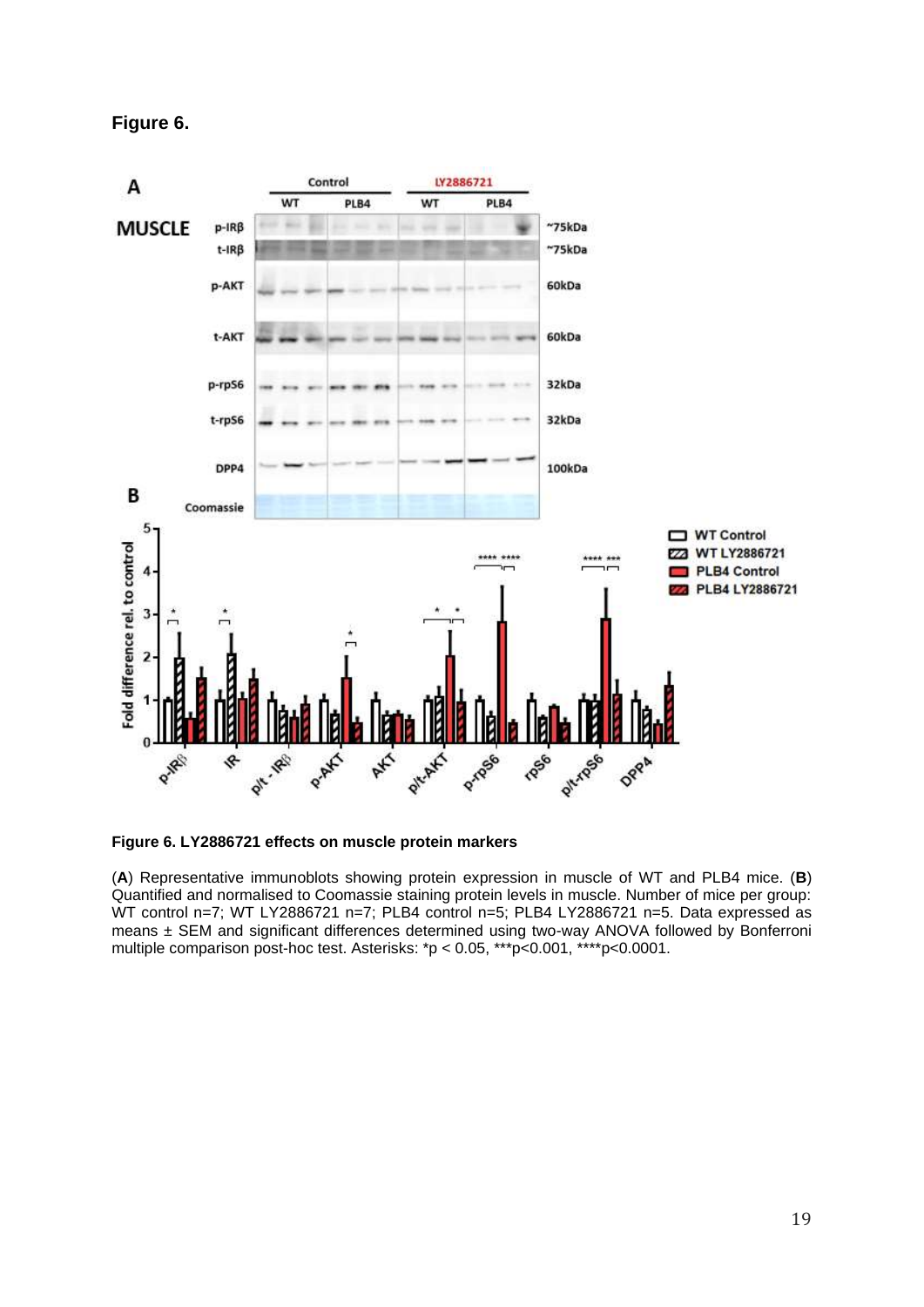**Figure 6.**

A

Control | LY2886721

WT | PLB4 | WT | PLB4

MUSCLE

p-IRβ ~75kDa

t-IRβ ~75kDa

p-AKT 60kDa

t-AKT 60kDa

p-rpS6 32kDa

t-rpS6 32kDa

DPP4 100kDa

Coomassie

B

Fold difference rel. to control

0 1 2 3 4 5

p-IRβ IR p/t - IRβ p-AKT AKT p/t-AKT p-rpS6 rpS6 p/t-rpS6 DPP4

WT Control
WT LY2886721
PLB4 Control
PLB4 LY2886721

**Figure 6. LY2886721 effects on muscle protein markers**

(**A**) Representative immunoblots showing protein expression in muscle of WT and PLB4 mice. (**B**) Quantified and normalised to Coomassie staining protein levels in muscle. Number of mice per group: WT control n=7; WT LY2886721 n=7; PLB4 control n=5; PLB4 LY2886721 n=5. Data expressed as means ± SEM and significant differences determined using two-way ANOVA followed by Bonferroni multiple comparison post-hoc test. Asterisks: *$p < 0.05$, ***$p<0.001$, ****$p<0.0001$.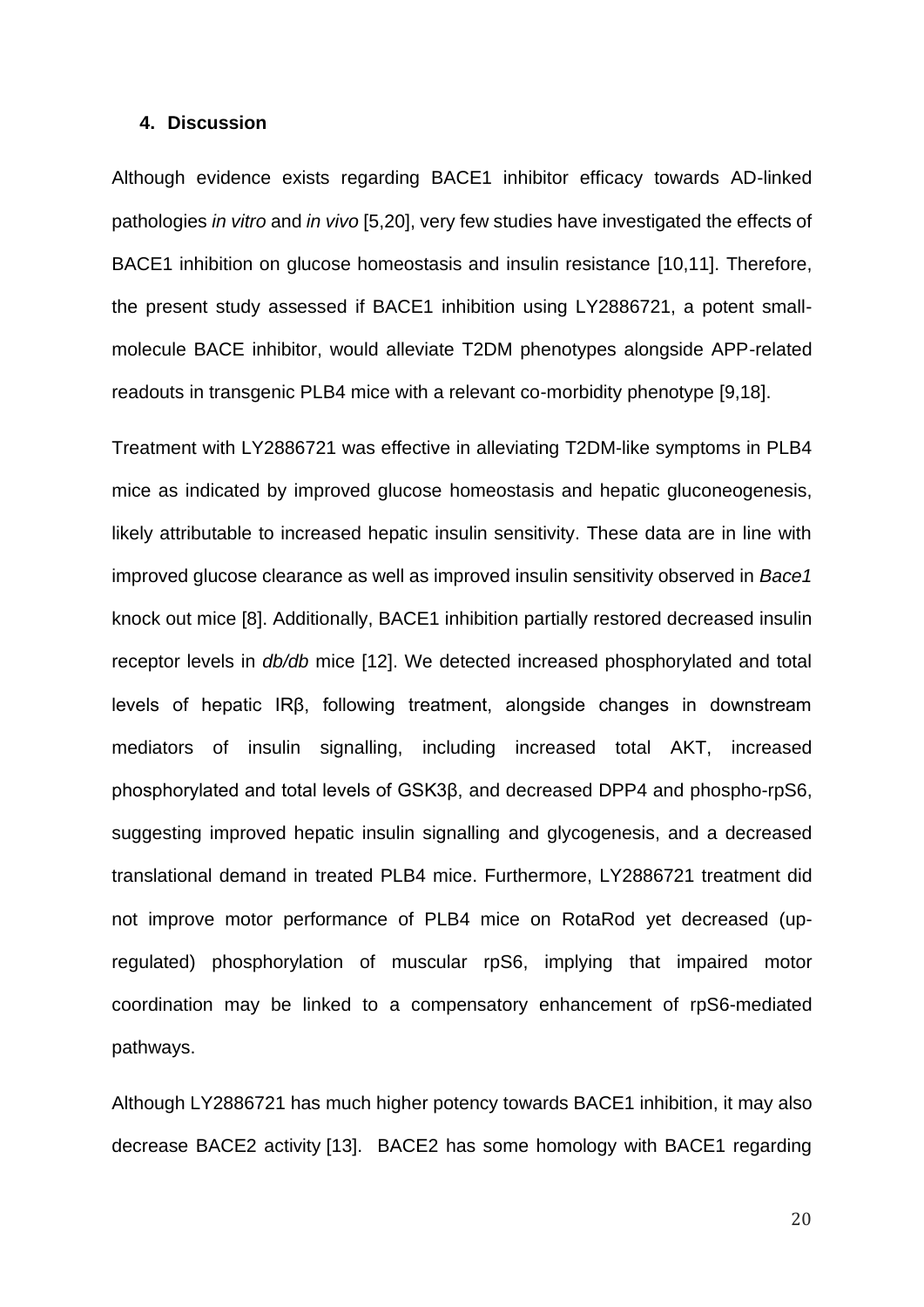## 4. Discussion

Although evidence exists regarding BACE1 inhibitor efficacy towards AD-linked pathologies *in vitro* and *in vivo* [5,20], very few studies have investigated the effects of BACE1 inhibition on glucose homeostasis and insulin resistance [10,11]. Therefore, the present study assessed if BACE1 inhibition using LY2886721, a potent small-molecule BACE inhibitor, would alleviate T2DM phenotypes alongside APP-related readouts in transgenic PLB4 mice with a relevant co-morbidity phenotype [9,18].

Treatment with LY2886721 was effective in alleviating T2DM-like symptoms in PLB4 mice as indicated by improved glucose homeostasis and hepatic gluconeogenesis, likely attributable to increased hepatic insulin sensitivity. These data are in line with improved glucose clearance as well as improved insulin sensitivity observed in *Bace1* knock out mice [8]. Additionally, BACE1 inhibition partially restored decreased insulin receptor levels in *db/db* mice [12]. We detected increased phosphorylated and total levels of hepatic IRβ, following treatment, alongside changes in downstream mediators of insulin signalling, including increased total AKT, increased phosphorylated and total levels of GSK3β, and decreased DPP4 and phospho-rpS6, suggesting improved hepatic insulin signalling and glycogenesis, and a decreased translational demand in treated PLB4 mice. Furthermore, LY2886721 treatment did not improve motor performance of PLB4 mice on RotaRod yet decreased (up-regulated) phosphorylation of muscular rpS6, implying that impaired motor coordination may be linked to a compensatory enhancement of rpS6-mediated pathways.

Although LY2886721 has much higher potency towards BACE1 inhibition, it may also decrease BACE2 activity [13]. BACE2 has some homology with BACE1 regarding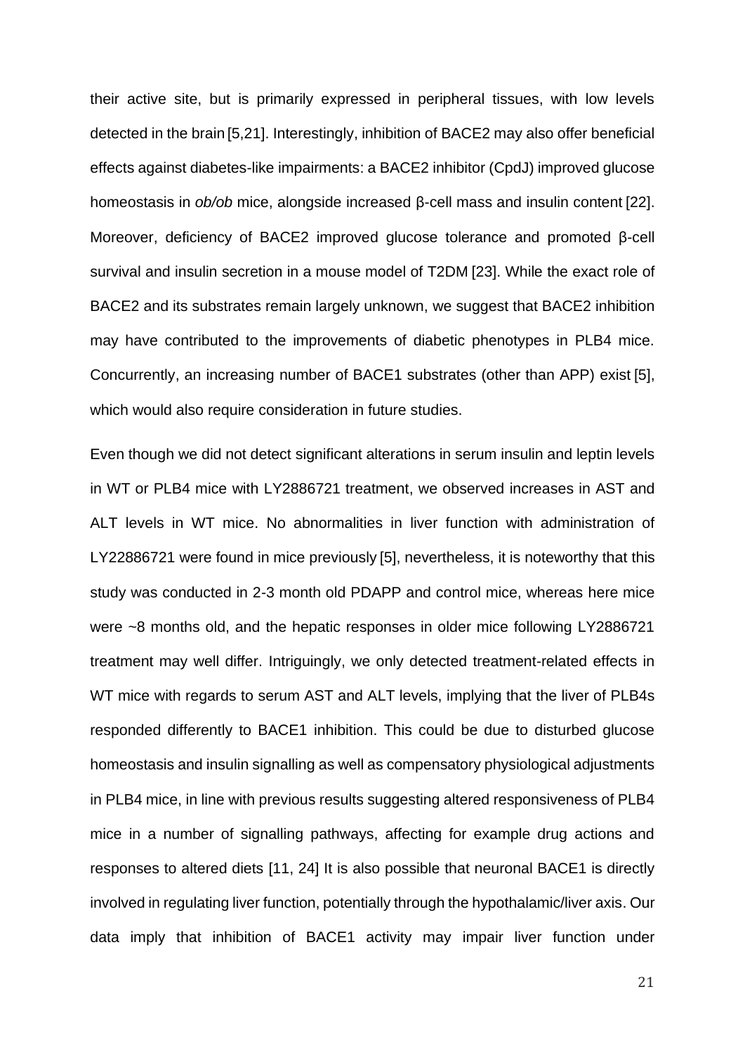their active site, but is primarily expressed in peripheral tissues, with low levels detected in the brain [5,21]. Interestingly, inhibition of BACE2 may also offer beneficial effects against diabetes-like impairments: a BACE2 inhibitor (CpdJ) improved glucose homeostasis in *ob/ob* mice, alongside increased β-cell mass and insulin content [22]. Moreover, deficiency of BACE2 improved glucose tolerance and promoted β-cell survival and insulin secretion in a mouse model of T2DM [23]. While the exact role of BACE2 and its substrates remain largely unknown, we suggest that BACE2 inhibition may have contributed to the improvements of diabetic phenotypes in PLB4 mice. Concurrently, an increasing number of BACE1 substrates (other than APP) exist [5], which would also require consideration in future studies.

Even though we did not detect significant alterations in serum insulin and leptin levels in WT or PLB4 mice with LY2886721 treatment, we observed increases in AST and ALT levels in WT mice. No abnormalities in liver function with administration of LY22886721 were found in mice previously [5], nevertheless, it is noteworthy that this study was conducted in 2-3 month old PDAPP and control mice, whereas here mice were ~8 months old, and the hepatic responses in older mice following LY2886721 treatment may well differ. Intriguingly, we only detected treatment-related effects in WT mice with regards to serum AST and ALT levels, implying that the liver of PLB4s responded differently to BACE1 inhibition. This could be due to disturbed glucose homeostasis and insulin signalling as well as compensatory physiological adjustments in PLB4 mice, in line with previous results suggesting altered responsiveness of PLB4 mice in a number of signalling pathways, affecting for example drug actions and responses to altered diets [11, 24] It is also possible that neuronal BACE1 is directly involved in regulating liver function, potentially through the hypothalamic/liver axis. Our data imply that inhibition of BACE1 activity may impair liver function under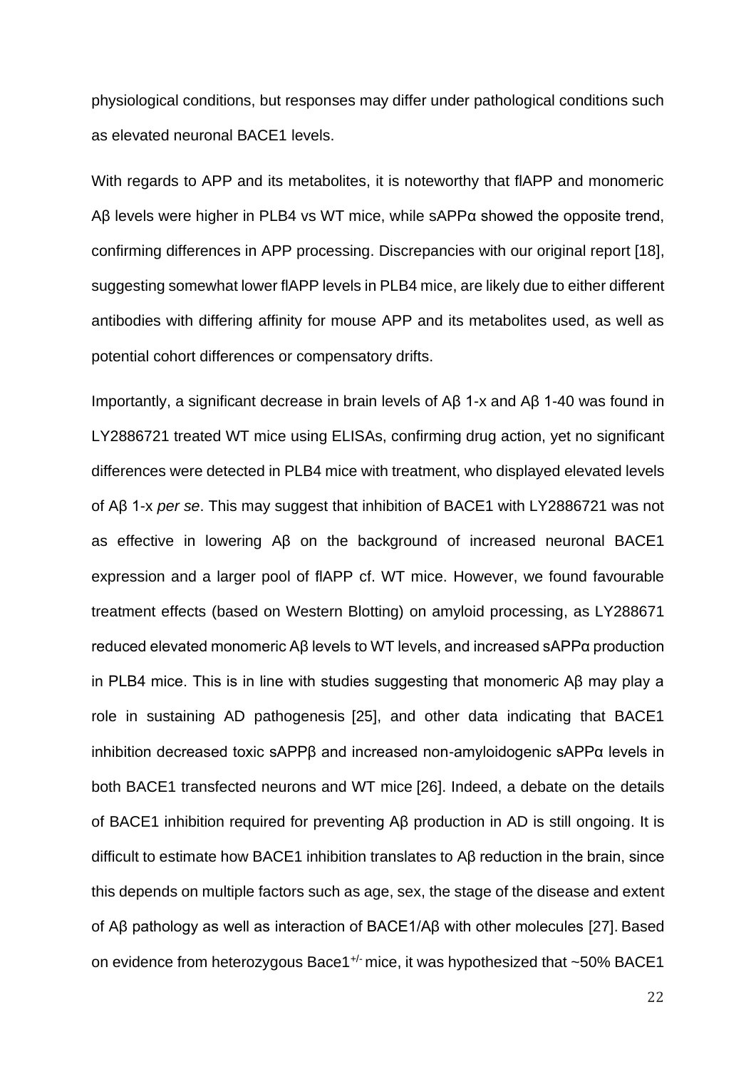physiological conditions, but responses may differ under pathological conditions such as elevated neuronal BACE1 levels.

With regards to APP and its metabolites, it is noteworthy that flAPP and monomeric Aβ levels were higher in PLB4 vs WT mice, while sAPPα showed the opposite trend, confirming differences in APP processing. Discrepancies with our original report [18], suggesting somewhat lower flAPP levels in PLB4 mice, are likely due to either different antibodies with differing affinity for mouse APP and its metabolites used, as well as potential cohort differences or compensatory drifts.

Importantly, a significant decrease in brain levels of Aβ 1-x and Aβ 1-40 was found in LY2886721 treated WT mice using ELISAs, confirming drug action, yet no significant differences were detected in PLB4 mice with treatment, who displayed elevated levels of Aβ 1-x *per se*. This may suggest that inhibition of BACE1 with LY2886721 was not as effective in lowering Aβ on the background of increased neuronal BACE1 expression and a larger pool of flAPP cf. WT mice. However, we found favourable treatment effects (based on Western Blotting) on amyloid processing, as LY288671 reduced elevated monomeric Aβ levels to WT levels, and increased sAPPα production in PLB4 mice. This is in line with studies suggesting that monomeric Aβ may play a role in sustaining AD pathogenesis [25], and other data indicating that BACE1 inhibition decreased toxic sAPPβ and increased non-amyloidogenic sAPPα levels in both BACE1 transfected neurons and WT mice [26]. Indeed, a debate on the details of BACE1 inhibition required for preventing Aβ production in AD is still ongoing. It is difficult to estimate how BACE1 inhibition translates to Aβ reduction in the brain, since this depends on multiple factors such as age, sex, the stage of the disease and extent of Aβ pathology as well as interaction of BACE1/Aβ with other molecules [27]. Based on evidence from heterozygous Bace1$^{+/-}$ mice, it was hypothesized that ~50% BACE1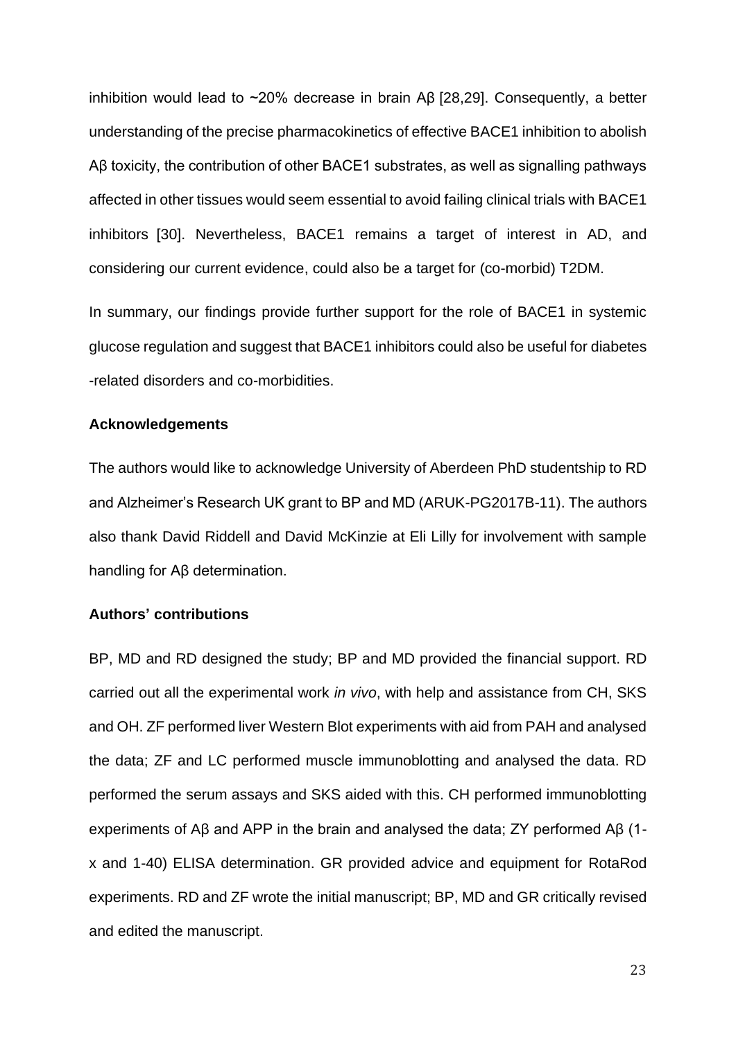inhibition would lead to ~20% decrease in brain Aβ [28,29]. Consequently, a better understanding of the precise pharmacokinetics of effective BACE1 inhibition to abolish Aβ toxicity, the contribution of other BACE1 substrates, as well as signalling pathways affected in other tissues would seem essential to avoid failing clinical trials with BACE1 inhibitors [30]. Nevertheless, BACE1 remains a target of interest in AD, and considering our current evidence, could also be a target for (co-morbid) T2DM.

In summary, our findings provide further support for the role of BACE1 in systemic glucose regulation and suggest that BACE1 inhibitors could also be useful for diabetes -related disorders and co-morbidities.

**Acknowledgements**

The authors would like to acknowledge University of Aberdeen PhD studentship to RD and Alzheimer's Research UK grant to BP and MD (ARUK-PG2017B-11). The authors also thank David Riddell and David McKinzie at Eli Lilly for involvement with sample handling for Aβ determination.

**Authors' contributions**

BP, MD and RD designed the study; BP and MD provided the financial support. RD carried out all the experimental work *in vivo*, with help and assistance from CH, SKS and OH. ZF performed liver Western Blot experiments with aid from PAH and analysed the data; ZF and LC performed muscle immunoblotting and analysed the data. RD performed the serum assays and SKS aided with this. CH performed immunoblotting experiments of Aβ and APP in the brain and analysed the data; ZY performed Aβ (1-x and 1-40) ELISA determination. GR provided advice and equipment for RotaRod experiments. RD and ZF wrote the initial manuscript; BP, MD and GR critically revised and edited the manuscript.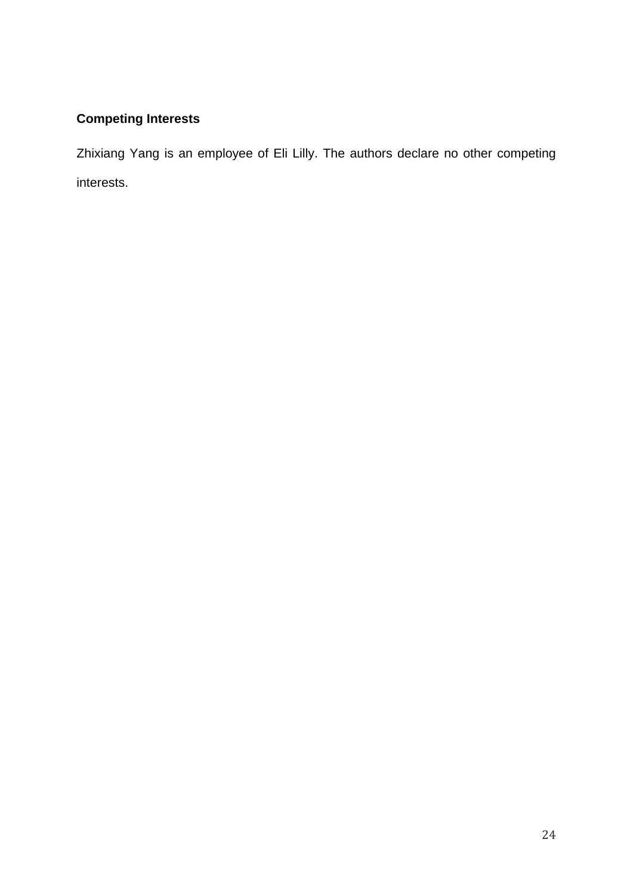## Competing Interests

Zhixiang Yang is an employee of Eli Lilly. The authors declare no other competing interests.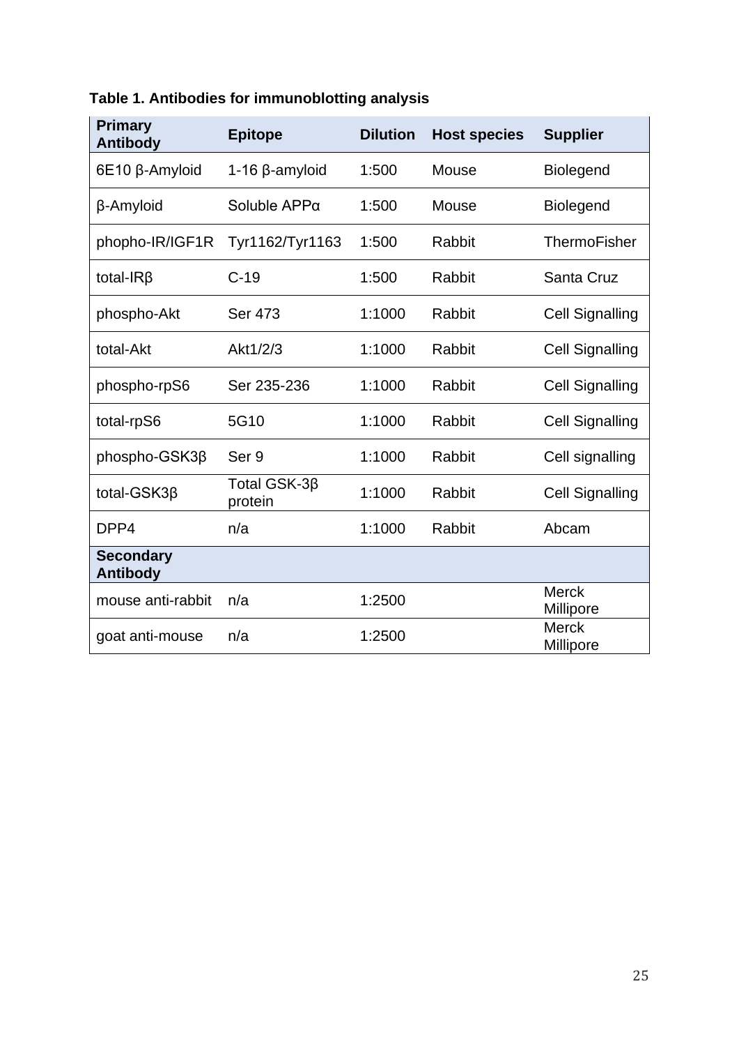**Table 1. Antibodies for immunoblotting analysis**

| Primary Antibody | Epitope | Dilution | Host species | Supplier |
|---|---|---|---|---|
| 6E10 β-Amyloid | 1-16 β-amyloid | 1:500 | Mouse | Biolegend |
| β-Amyloid | Soluble APPα | 1:500 | Mouse | Biolegend |
| phopho-IR/IGF1R | Tyr1162/Tyr1163 | 1:500 | Rabbit | ThermoFisher |
| total-IRβ | C-19 | 1:500 | Rabbit | Santa Cruz |
| phospho-Akt | Ser 473 | 1:1000 | Rabbit | Cell Signalling |
| total-Akt | Akt1/2/3 | 1:1000 | Rabbit | Cell Signalling |
| phospho-rpS6 | Ser 235-236 | 1:1000 | Rabbit | Cell Signalling |
| total-rpS6 | 5G10 | 1:1000 | Rabbit | Cell Signalling |
| phospho-GSK3β | Ser 9 | 1:1000 | Rabbit | Cell signalling |
| total-GSK3β | Total GSK-3β protein | 1:1000 | Rabbit | Cell Signalling |
| DPP4 | n/a | 1:1000 | Rabbit | Abcam |
| **Secondary Antibody** | | | | |
| mouse anti-rabbit | n/a | 1:2500 | | Merck Millipore |
| goat anti-mouse | n/a | 1:2500 | | Merck Millipore |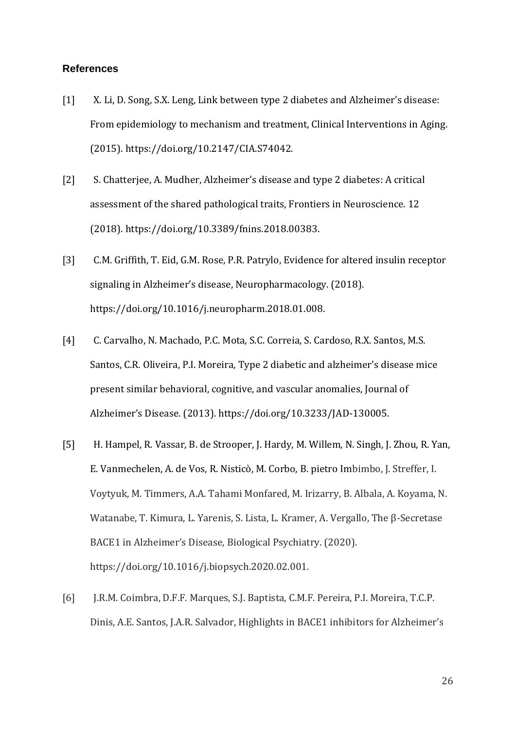## References

[1] X. Li, D. Song, S.X. Leng, Link between type 2 diabetes and Alzheimer's disease: From epidemiology to mechanism and treatment, Clinical Interventions in Aging. (2015). https://doi.org/10.2147/CIA.S74042.

[2] S. Chatterjee, A. Mudher, Alzheimer's disease and type 2 diabetes: A critical assessment of the shared pathological traits, Frontiers in Neuroscience. 12 (2018). https://doi.org/10.3389/fnins.2018.00383.

[3] C.M. Griffith, T. Eid, G.M. Rose, P.R. Patrylo, Evidence for altered insulin receptor signaling in Alzheimer's disease, Neuropharmacology. (2018). https://doi.org/10.1016/j.neuropharm.2018.01.008.

[4] C. Carvalho, N. Machado, P.C. Mota, S.C. Correia, S. Cardoso, R.X. Santos, M.S. Santos, C.R. Oliveira, P.I. Moreira, Type 2 diabetic and alzheimer's disease mice present similar behavioral, cognitive, and vascular anomalies, Journal of Alzheimer's Disease. (2013). https://doi.org/10.3233/JAD-130005.

[5] H. Hampel, R. Vassar, B. de Strooper, J. Hardy, M. Willem, N. Singh, J. Zhou, R. Yan, E. Vanmechelen, A. de Vos, R. Nisticò, M. Corbo, B. pietro Imbimbo, J. Streffer, I. Voytyuk, M. Timmers, A.A. Tahami Monfared, M. Irizarry, B. Albala, A. Koyama, N. Watanabe, T. Kimura, L. Yarenis, S. Lista, L. Kramer, A. Vergallo, The β-Secretase BACE1 in Alzheimer's Disease, Biological Psychiatry. (2020). https://doi.org/10.1016/j.biopsych.2020.02.001.

[6] J.R.M. Coimbra, D.F.F. Marques, S.J. Baptista, C.M.F. Pereira, P.I. Moreira, T.C.P. Dinis, A.E. Santos, J.A.R. Salvador, Highlights in BACE1 inhibitors for Alzheimer's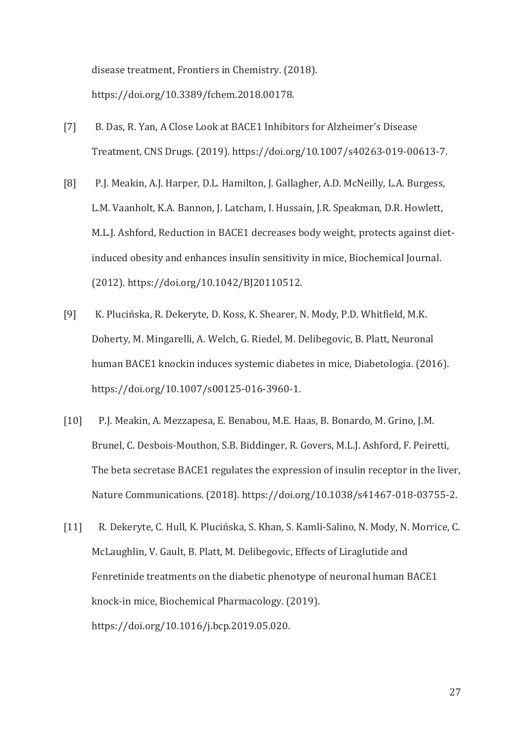disease treatment, Frontiers in Chemistry. (2018). https://doi.org/10.3389/fchem.2018.00178.

[7] B. Das, R. Yan, A Close Look at BACE1 Inhibitors for Alzheimer's Disease Treatment, CNS Drugs. (2019). https://doi.org/10.1007/s40263-019-00613-7.

[8] P.J. Meakin, A.J. Harper, D.L. Hamilton, J. Gallagher, A.D. McNeilly, L.A. Burgess, L.M. Vaanholt, K.A. Bannon, J. Latcham, I. Hussain, J.R. Speakman, D.R. Howlett, M.L.J. Ashford, Reduction in BACE1 decreases body weight, protects against diet-induced obesity and enhances insulin sensitivity in mice, Biochemical Journal. (2012). https://doi.org/10.1042/BJ20110512.

[9] K. Plucińska, R. Dekeryte, D. Koss, K. Shearer, N. Mody, P.D. Whitfield, M.K. Doherty, M. Mingarelli, A. Welch, G. Riedel, M. Delibegovic, B. Platt, Neuronal human BACE1 knockin induces systemic diabetes in mice, Diabetologia. (2016). https://doi.org/10.1007/s00125-016-3960-1.

[10] P.J. Meakin, A. Mezzapesa, E. Benabou, M.E. Haas, B. Bonardo, M. Grino, J.M. Brunel, C. Desbois-Mouthon, S.B. Biddinger, R. Govers, M.L.J. Ashford, F. Peiretti, The beta secretase BACE1 regulates the expression of insulin receptor in the liver, Nature Communications. (2018). https://doi.org/10.1038/s41467-018-03755-2.

[11] R. Dekeryte, C. Hull, K. Plucińska, S. Khan, S. Kamli-Salino, N. Mody, N. Morrice, C. McLaughlin, V. Gault, B. Platt, M. Delibegovic, Effects of Liraglutide and Fenretinide treatments on the diabetic phenotype of neuronal human BACE1 knock-in mice, Biochemical Pharmacology. (2019). https://doi.org/10.1016/j.bcp.2019.05.020.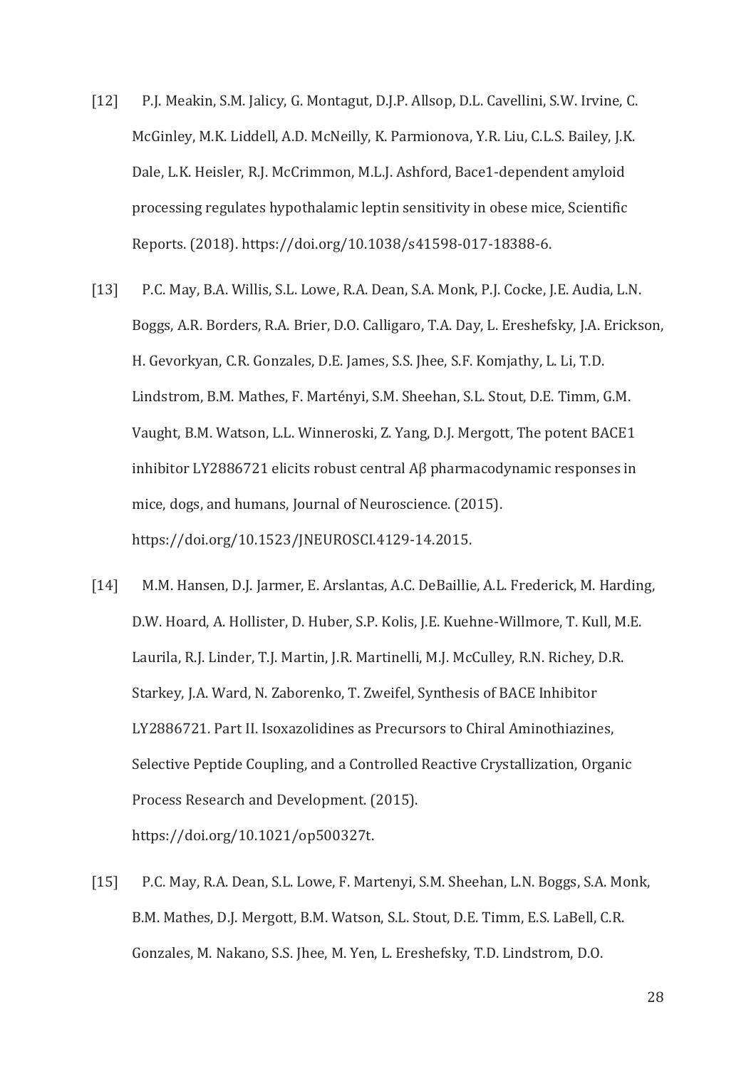[12] P.J. Meakin, S.M. Jalicy, G. Montagut, D.J.P. Allsop, D.L. Cavellini, S.W. Irvine, C. McGinley, M.K. Liddell, A.D. McNeilly, K. Parmionova, Y.R. Liu, C.L.S. Bailey, J.K. Dale, L.K. Heisler, R.J. McCrimmon, M.L.J. Ashford, Bace1-dependent amyloid processing regulates hypothalamic leptin sensitivity in obese mice, Scientific Reports. (2018). https://doi.org/10.1038/s41598-017-18388-6.

[13] P.C. May, B.A. Willis, S.L. Lowe, R.A. Dean, S.A. Monk, P.J. Cocke, J.E. Audia, L.N. Boggs, A.R. Borders, R.A. Brier, D.O. Calligaro, T.A. Day, L. Ereshefsky, J.A. Erickson, H. Gevorkyan, C.R. Gonzales, D.E. James, S.S. Jhee, S.F. Komjathy, L. Li, T.D. Lindstrom, B.M. Mathes, F. Martényi, S.M. Sheehan, S.L. Stout, D.E. Timm, G.M. Vaught, B.M. Watson, L.L. Winneroski, Z. Yang, D.J. Mergott, The potent BACE1 inhibitor LY2886721 elicits robust central Aβ pharmacodynamic responses in mice, dogs, and humans, Journal of Neuroscience. (2015). https://doi.org/10.1523/JNEUROSCI.4129-14.2015.

[14] M.M. Hansen, D.J. Jarmer, E. Arslantas, A.C. DeBaillie, A.L. Frederick, M. Harding, D.W. Hoard, A. Hollister, D. Huber, S.P. Kolis, J.E. Kuehne-Willmore, T. Kull, M.E. Laurila, R.J. Linder, T.J. Martin, J.R. Martinelli, M.J. McCulley, R.N. Richey, D.R. Starkey, J.A. Ward, N. Zaborenko, T. Zweifel, Synthesis of BACE Inhibitor LY2886721. Part II. Isoxazolidines as Precursors to Chiral Aminothiazines, Selective Peptide Coupling, and a Controlled Reactive Crystallization, Organic Process Research and Development. (2015). https://doi.org/10.1021/op500327t.

[15] P.C. May, R.A. Dean, S.L. Lowe, F. Martenyi, S.M. Sheehan, L.N. Boggs, S.A. Monk, B.M. Mathes, D.J. Mergott, B.M. Watson, S.L. Stout, D.E. Timm, E.S. LaBell, C.R. Gonzales, M. Nakano, S.S. Jhee, M. Yen, L. Ereshefsky, T.D. Lindstrom, D.O.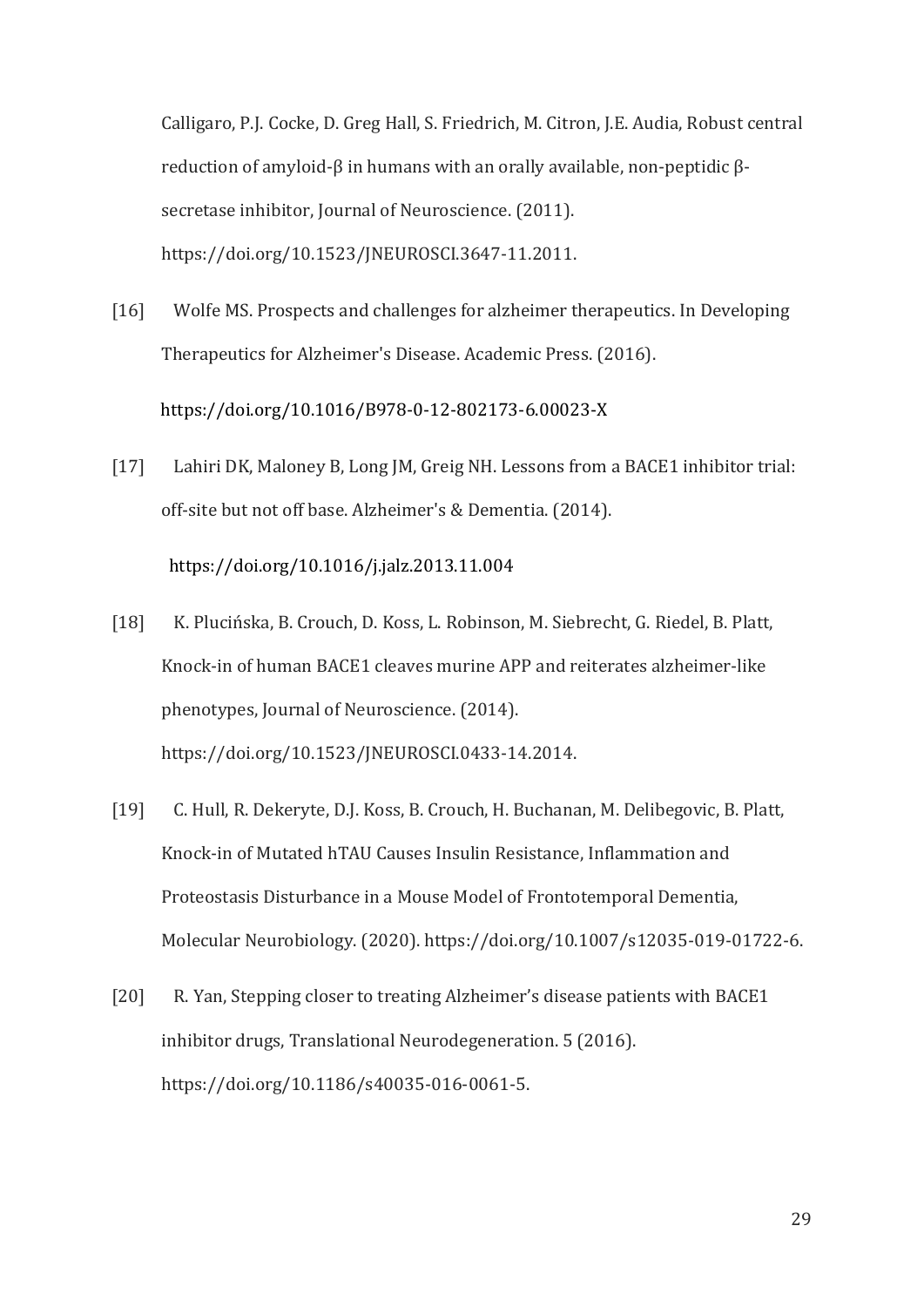Calligaro, P.J. Cocke, D. Greg Hall, S. Friedrich, M. Citron, J.E. Audia, Robust central reduction of amyloid-β in humans with an orally available, non-peptidic β-secretase inhibitor, Journal of Neuroscience. (2011). https://doi.org/10.1523/JNEUROSCI.3647-11.2011.

[16] Wolfe MS. Prospects and challenges for alzheimer therapeutics. In Developing Therapeutics for Alzheimer's Disease. Academic Press. (2016). https://doi.org/10.1016/B978-0-12-802173-6.00023-X

[17] Lahiri DK, Maloney B, Long JM, Greig NH. Lessons from a BACE1 inhibitor trial: off-site but not off base. Alzheimer's & Dementia. (2014). https://doi.org/10.1016/j.jalz.2013.11.004

[18] K. Plucińska, B. Crouch, D. Koss, L. Robinson, M. Siebrecht, G. Riedel, B. Platt, Knock-in of human BACE1 cleaves murine APP and reiterates alzheimer-like phenotypes, Journal of Neuroscience. (2014). https://doi.org/10.1523/JNEUROSCI.0433-14.2014.

[19] C. Hull, R. Dekeryte, D.J. Koss, B. Crouch, H. Buchanan, M. Delibegovic, B. Platt, Knock-in of Mutated hTAU Causes Insulin Resistance, Inflammation and Proteostasis Disturbance in a Mouse Model of Frontotemporal Dementia, Molecular Neurobiology. (2020). https://doi.org/10.1007/s12035-019-01722-6.

[20] R. Yan, Stepping closer to treating Alzheimer's disease patients with BACE1 inhibitor drugs, Translational Neurodegeneration. 5 (2016). https://doi.org/10.1186/s40035-016-0061-5.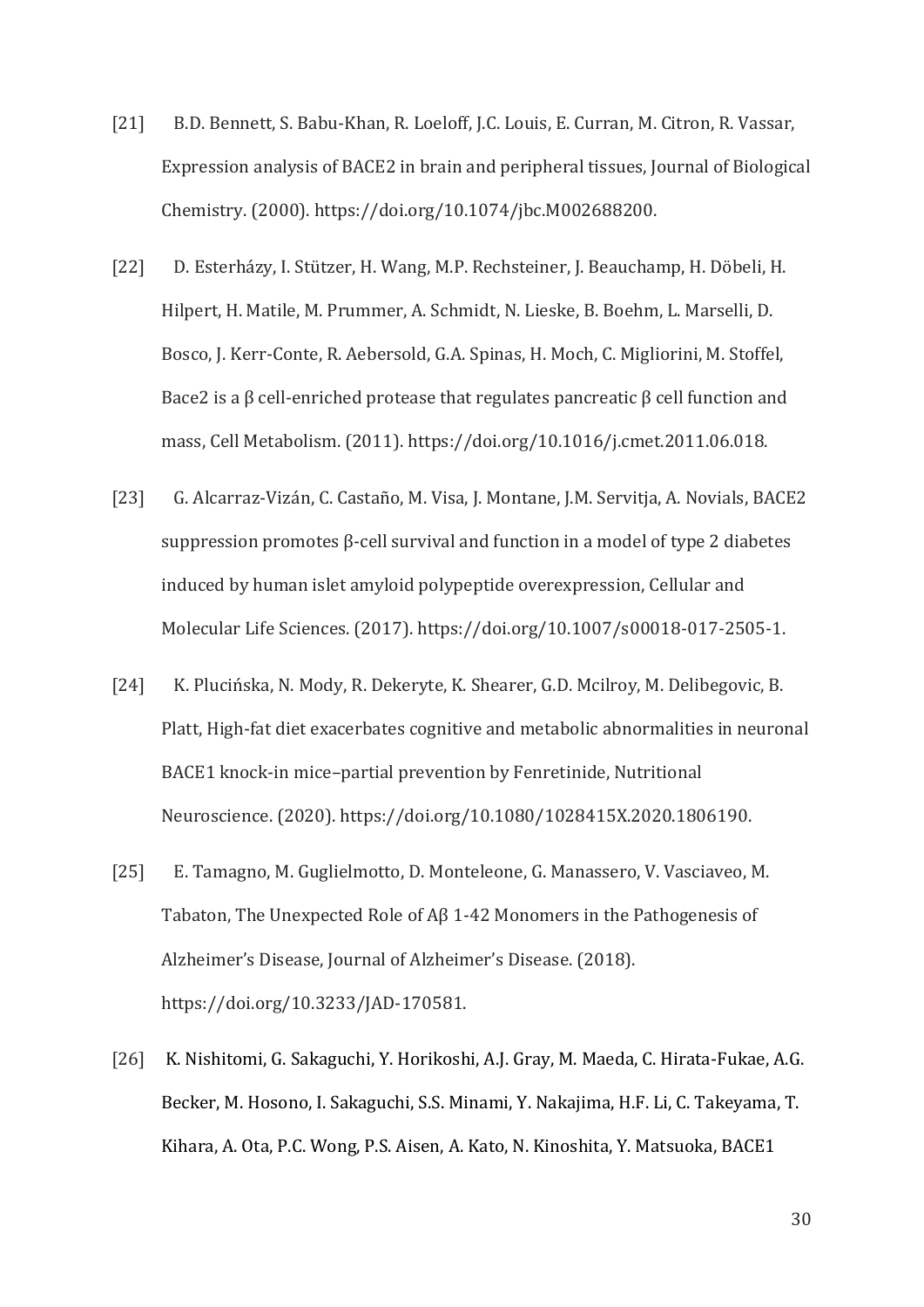[21] B.D. Bennett, S. Babu-Khan, R. Loeloff, J.C. Louis, E. Curran, M. Citron, R. Vassar, Expression analysis of BACE2 in brain and peripheral tissues, Journal of Biological Chemistry. (2000). https://doi.org/10.1074/jbc.M002688200.

[22] D. Esterházy, I. Stützer, H. Wang, M.P. Rechsteiner, J. Beauchamp, H. Döbeli, H. Hilpert, H. Matile, M. Prummer, A. Schmidt, N. Lieske, B. Boehm, L. Marselli, D. Bosco, J. Kerr-Conte, R. Aebersold, G.A. Spinas, H. Moch, C. Migliorini, M. Stoffel, Bace2 is a β cell-enriched protease that regulates pancreatic β cell function and mass, Cell Metabolism. (2011). https://doi.org/10.1016/j.cmet.2011.06.018.

[23] G. Alcarraz-Vizán, C. Castaño, M. Visa, J. Montane, J.M. Servitja, A. Novials, BACE2 suppression promotes β-cell survival and function in a model of type 2 diabetes induced by human islet amyloid polypeptide overexpression, Cellular and Molecular Life Sciences. (2017). https://doi.org/10.1007/s00018-017-2505-1.

[24] K. Plucińska, N. Mody, R. Dekeryte, K. Shearer, G.D. Mcilroy, M. Delibegovic, B. Platt, High-fat diet exacerbates cognitive and metabolic abnormalities in neuronal BACE1 knock-in mice–partial prevention by Fenretinide, Nutritional Neuroscience. (2020). https://doi.org/10.1080/1028415X.2020.1806190.

[25] E. Tamagno, M. Guglielmotto, D. Monteleone, G. Manassero, V. Vasciaveo, M. Tabaton, The Unexpected Role of Aβ 1-42 Monomers in the Pathogenesis of Alzheimer's Disease, Journal of Alzheimer's Disease. (2018). https://doi.org/10.3233/JAD-170581.

[26] K. Nishitomi, G. Sakaguchi, Y. Horikoshi, A.J. Gray, M. Maeda, C. Hirata-Fukae, A.G. Becker, M. Hosono, I. Sakaguchi, S.S. Minami, Y. Nakajima, H.F. Li, C. Takeyama, T. Kihara, A. Ota, P.C. Wong, P.S. Aisen, A. Kato, N. Kinoshita, Y. Matsuoka, BACE1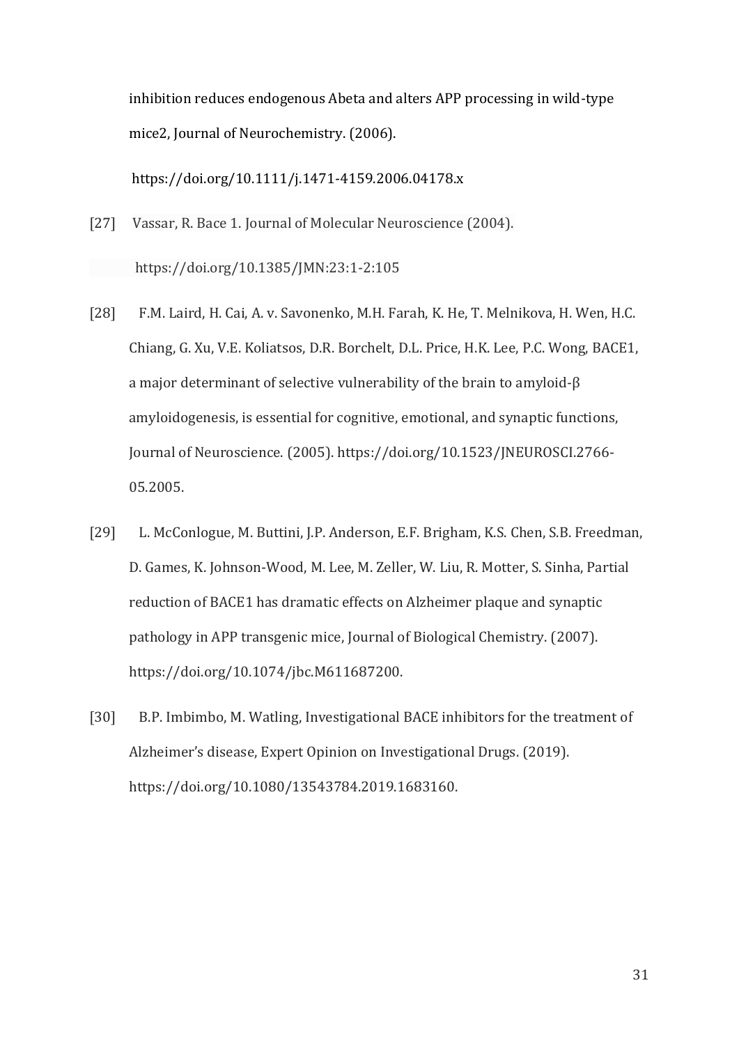inhibition reduces endogenous Abeta and alters APP processing in wild-type mice2, Journal of Neurochemistry. (2006).

https://doi.org/10.1111/j.1471-4159.2006.04178.x

[27] Vassar, R. Bace 1. Journal of Molecular Neuroscience (2004).

https://doi.org/10.1385/JMN:23:1-2:105

[28] F.M. Laird, H. Cai, A. v. Savonenko, M.H. Farah, K. He, T. Melnikova, H. Wen, H.C. Chiang, G. Xu, V.E. Koliatsos, D.R. Borchelt, D.L. Price, H.K. Lee, P.C. Wong, BACE1, a major determinant of selective vulnerability of the brain to amyloid-β amyloidogenesis, is essential for cognitive, emotional, and synaptic functions, Journal of Neuroscience. (2005). https://doi.org/10.1523/JNEUROSCI.2766-05.2005.

[29] L. McConlogue, M. Buttini, J.P. Anderson, E.F. Brigham, K.S. Chen, S.B. Freedman, D. Games, K. Johnson-Wood, M. Lee, M. Zeller, W. Liu, R. Motter, S. Sinha, Partial reduction of BACE1 has dramatic effects on Alzheimer plaque and synaptic pathology in APP transgenic mice, Journal of Biological Chemistry. (2007). https://doi.org/10.1074/jbc.M611687200.

[30] B.P. Imbimbo, M. Watling, Investigational BACE inhibitors for the treatment of Alzheimer's disease, Expert Opinion on Investigational Drugs. (2019). https://doi.org/10.1080/13543784.2019.1683160.